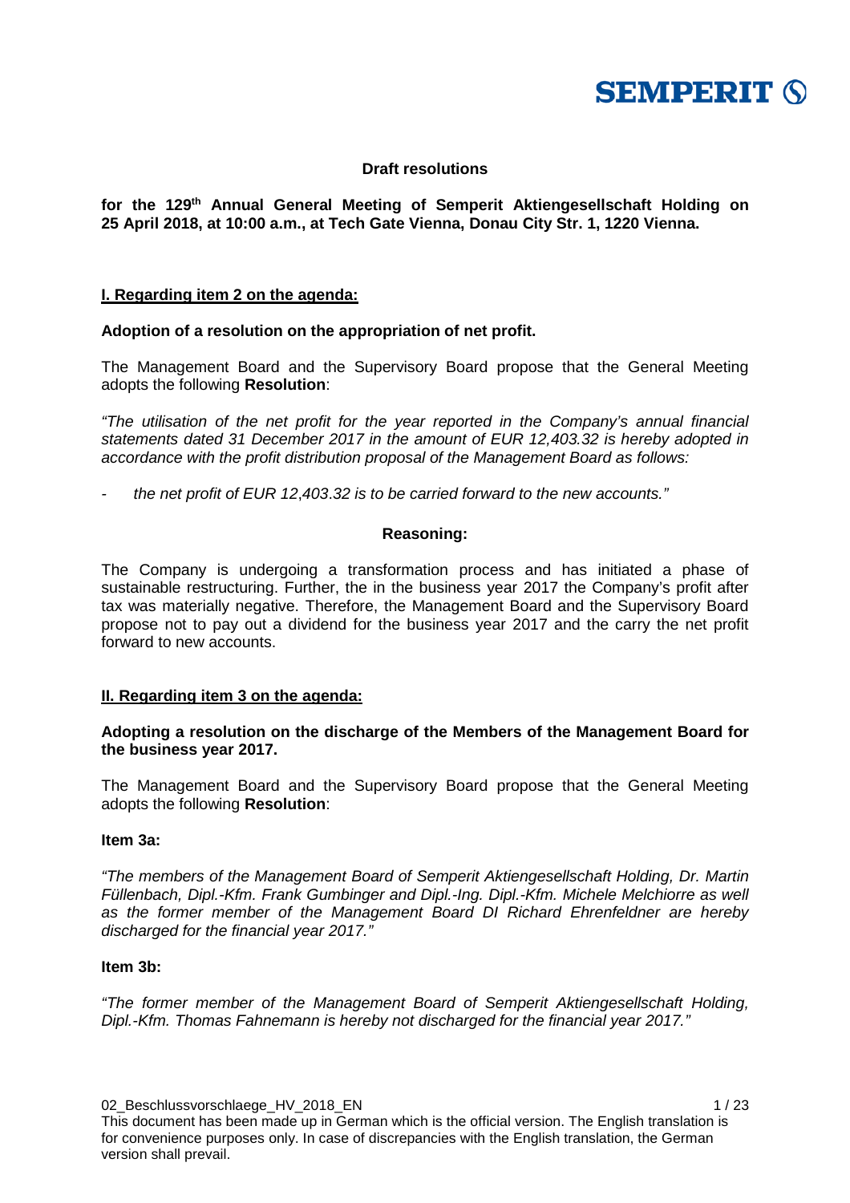SEMPERIT

**Draft resolutions**

**for the 129th Annual General Meeting of Semperit Aktiengesellschaft Holding on 25 April 2018, at 10:00 a.m., at Tech Gate Vienna, Donau City Str. 1, 1220 Vienna.**

## I. Regarding item 2 on the agenda:

**Adoption of a resolution on the appropriation of net profit.**

The Management Board and the Supervisory Board propose that the General Meeting adopts the following **Resolution**:

*"The utilisation of the net profit for the year reported in the Company's annual financial statements dated 31 December 2017 in the amount of EUR 12,403.32 is hereby adopted in accordance with the profit distribution proposal of the Management Board as follows:*

- *the net profit of EUR 12,403.32 is to be carried forward to the new accounts."*

**Reasoning:**

The Company is undergoing a transformation process and has initiated a phase of sustainable restructuring. Further, the in the business year 2017 the Company's profit after tax was materially negative. Therefore, the Management Board and the Supervisory Board propose not to pay out a dividend for the business year 2017 and the carry the net profit forward to new accounts.

## II. Regarding item 3 on the agenda:

**Adopting a resolution on the discharge of the Members of the Management Board for the business year 2017.**

The Management Board and the Supervisory Board propose that the General Meeting adopts the following **Resolution**:

**Item 3a:**

*"The members of the Management Board of Semperit Aktiengesellschaft Holding, Dr. Martin Füllenbach, Dipl.-Kfm. Frank Gumbinger and Dipl.-Ing. Dipl.-Kfm. Michele Melchiorre as well as the former member of the Management Board DI Richard Ehrenfeldner are hereby discharged for the financial year 2017."*

**Item 3b:**

*"The former member of the Management Board of Semperit Aktiengesellschaft Holding, Dipl.-Kfm. Thomas Fahnemann is hereby not discharged for the financial year 2017."*

This document has been made up in German which is the official version. The English translation is for convenience purposes only. In case of discrepancies with the English translation, the German version shall prevail.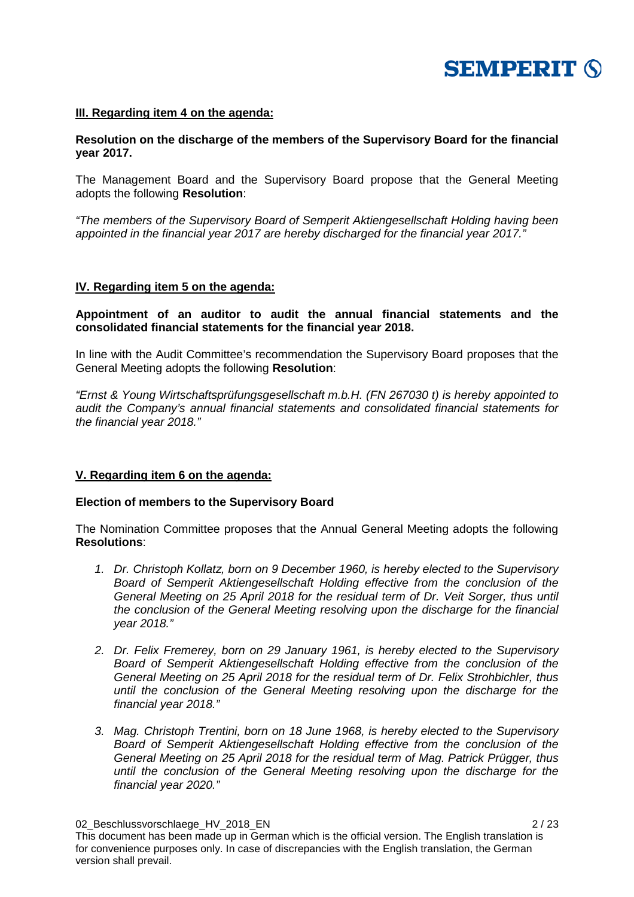**III. Regarding item 4 on the agenda:**

**Resolution on the discharge of the members of the Supervisory Board for the financial year 2017.**

The Management Board and the Supervisory Board propose that the General Meeting adopts the following **Resolution**:

*"The members of the Supervisory Board of Semperit Aktiengesellschaft Holding having been appointed in the financial year 2017 are hereby discharged for the financial year 2017."*

**IV. Regarding item 5 on the agenda:**

**Appointment of an auditor to audit the annual financial statements and the consolidated financial statements for the financial year 2018.**

In line with the Audit Committee's recommendation the Supervisory Board proposes that the General Meeting adopts the following **Resolution**:

*"Ernst & Young Wirtschaftsprüfungsgesellschaft m.b.H. (FN 267030 t) is hereby appointed to audit the Company's annual financial statements and consolidated financial statements for the financial year 2018."*

**V. Regarding item 6 on the agenda:**

**Election of members to the Supervisory Board**

The Nomination Committee proposes that the Annual General Meeting adopts the following **Resolutions**:

1. *Dr. Christoph Kollatz, born on 9 December 1960, is hereby elected to the Supervisory Board of Semperit Aktiengesellschaft Holding effective from the conclusion of the General Meeting on 25 April 2018 for the residual term of Dr. Veit Sorger, thus until the conclusion of the General Meeting resolving upon the discharge for the financial year 2018."*
2. *Dr. Felix Fremerey, born on 29 January 1961, is hereby elected to the Supervisory Board of Semperit Aktiengesellschaft Holding effective from the conclusion of the General Meeting on 25 April 2018 for the residual term of Dr. Felix Strohbichler, thus until the conclusion of the General Meeting resolving upon the discharge for the financial year 2018."*
3. *Mag. Christoph Trentini, born on 18 June 1968, is hereby elected to the Supervisory Board of Semperit Aktiengesellschaft Holding effective from the conclusion of the General Meeting on 25 April 2018 for the residual term of Mag. Patrick Prügger, thus until the conclusion of the General Meeting resolving upon the discharge for the financial year 2020."*

02_Beschlussvorschlaege_HV_2018_EN

This document has been made up in German which is the official version. The English translation is for convenience purposes only. In case of discrepancies with the English translation, the German version shall prevail.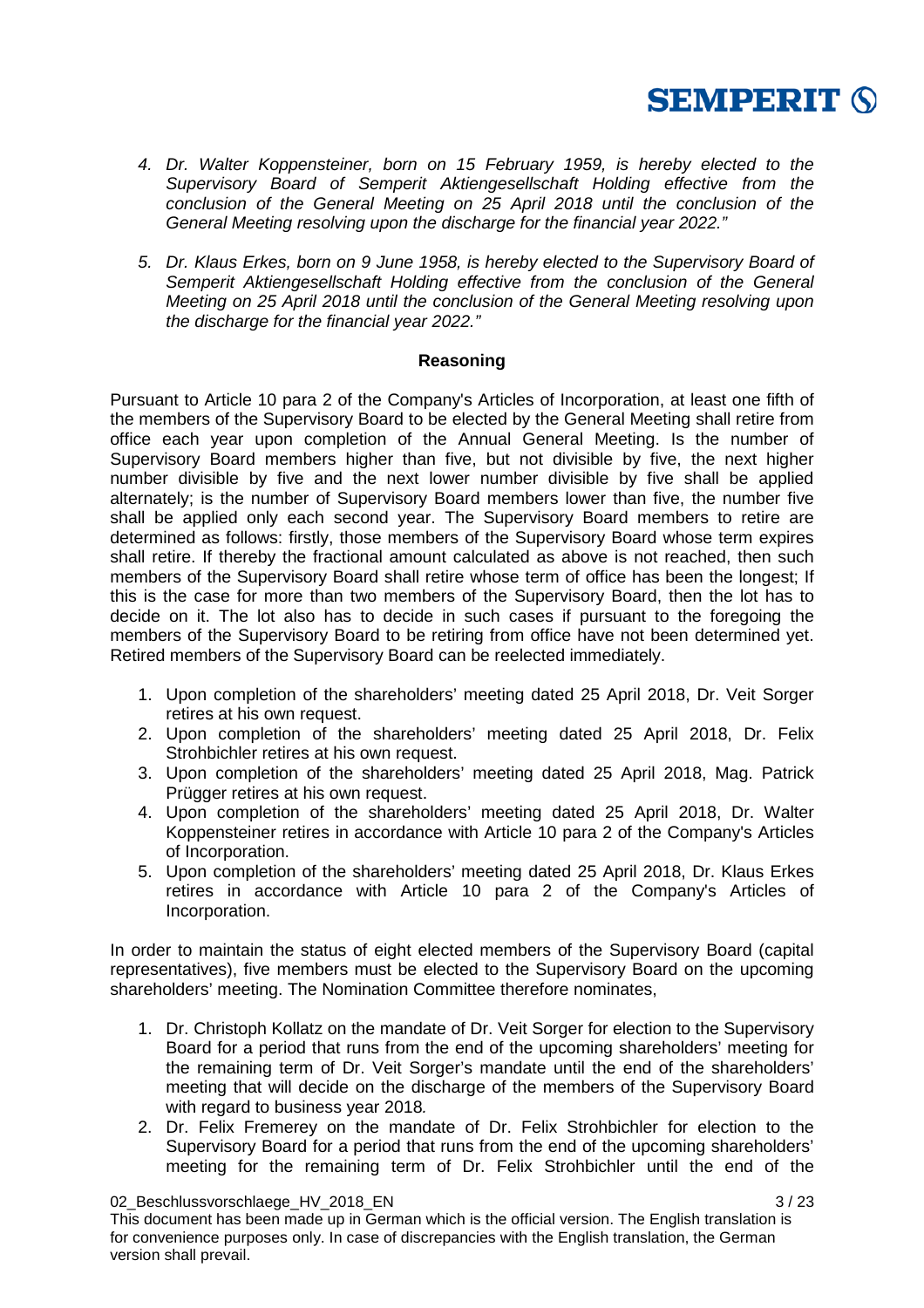4. *Dr. Walter Koppensteiner, born on 15 February 1959, is hereby elected to the Supervisory Board of Semperit Aktiengesellschaft Holding effective from the conclusion of the General Meeting on 25 April 2018 until the conclusion of the General Meeting resolving upon the discharge for the financial year 2022."*

5. *Dr. Klaus Erkes, born on 9 June 1958, is hereby elected to the Supervisory Board of Semperit Aktiengesellschaft Holding effective from the conclusion of the General Meeting on 25 April 2018 until the conclusion of the General Meeting resolving upon the discharge for the financial year 2022."*

**Reasoning**

Pursuant to Article 10 para 2 of the Company's Articles of Incorporation, at least one fifth of the members of the Supervisory Board to be elected by the General Meeting shall retire from office each year upon completion of the Annual General Meeting. Is the number of Supervisory Board members higher than five, but not divisible by five, the next higher number divisible by five and the next lower number divisible by five shall be applied alternately; is the number of Supervisory Board members lower than five, the number five shall be applied only each second year. The Supervisory Board members to retire are determined as follows: firstly, those members of the Supervisory Board whose term expires shall retire. If thereby the fractional amount calculated as above is not reached, then such members of the Supervisory Board shall retire whose term of office has been the longest; If this is the case for more than two members of the Supervisory Board, then the lot has to decide on it. The lot also has to decide in such cases if pursuant to the foregoing the members of the Supervisory Board to be retiring from office have not been determined yet. Retired members of the Supervisory Board can be reelected immediately.

1. Upon completion of the shareholders' meeting dated 25 April 2018, Dr. Veit Sorger retires at his own request.
2. Upon completion of the shareholders' meeting dated 25 April 2018, Dr. Felix Strohbichler retires at his own request.
3. Upon completion of the shareholders' meeting dated 25 April 2018, Mag. Patrick Prügger retires at his own request.
4. Upon completion of the shareholders' meeting dated 25 April 2018, Dr. Walter Koppensteiner retires in accordance with Article 10 para 2 of the Company's Articles of Incorporation.
5. Upon completion of the shareholders' meeting dated 25 April 2018, Dr. Klaus Erkes retires in accordance with Article 10 para 2 of the Company's Articles of Incorporation.

In order to maintain the status of eight elected members of the Supervisory Board (capital representatives), five members must be elected to the Supervisory Board on the upcoming shareholders' meeting. The Nomination Committee therefore nominates,

1. Dr. Christoph Kollatz on the mandate of Dr. Veit Sorger for election to the Supervisory Board for a period that runs from the end of the upcoming shareholders' meeting for the remaining term of Dr. Veit Sorger's mandate until the end of the shareholders' meeting that will decide on the discharge of the members of the Supervisory Board with regard to business year 2018*.*
2. Dr. Felix Fremerey on the mandate of Dr. Felix Strohbichler for election to the Supervisory Board for a period that runs from the end of the upcoming shareholders' meeting for the remaining term of Dr. Felix Strohbichler until the end of the

This document has been made up in German which is the official version. The English translation is for convenience purposes only. In case of discrepancies with the English translation, the German version shall prevail.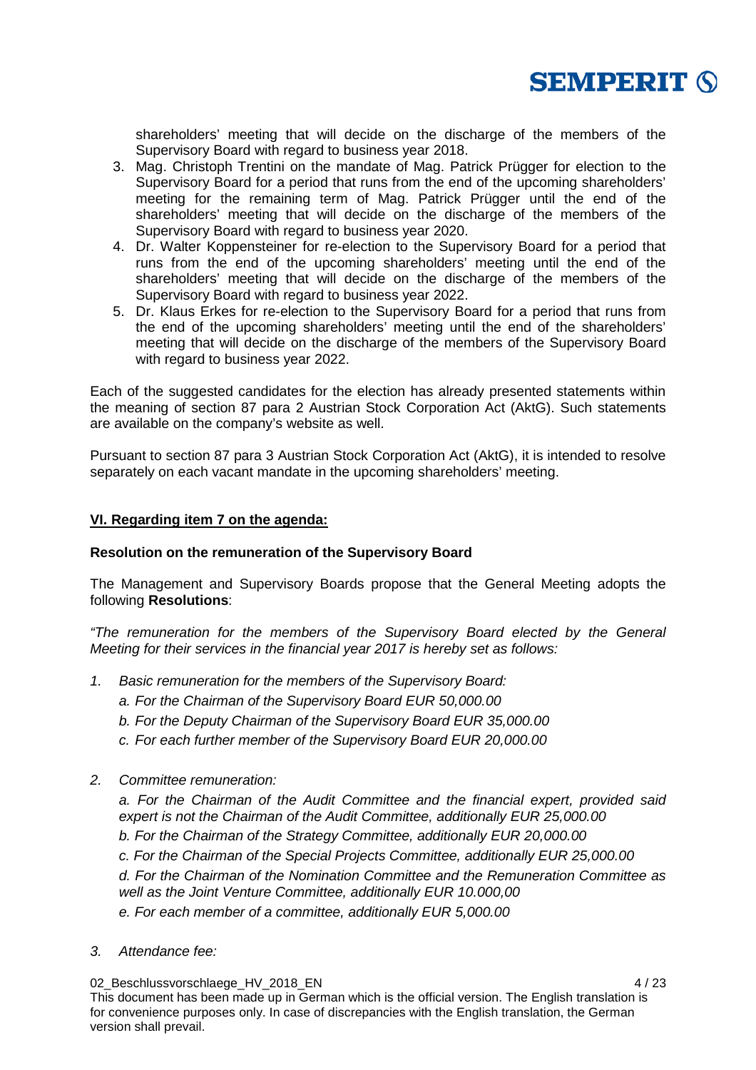shareholders' meeting that will decide on the discharge of the members of the Supervisory Board with regard to business year 2018.

3. Mag. Christoph Trentini on the mandate of Mag. Patrick Prügger for election to the Supervisory Board for a period that runs from the end of the upcoming shareholders' meeting for the remaining term of Mag. Patrick Prügger until the end of the shareholders' meeting that will decide on the discharge of the members of the Supervisory Board with regard to business year 2020.
4. Dr. Walter Koppensteiner for re-election to the Supervisory Board for a period that runs from the end of the upcoming shareholders' meeting until the end of the shareholders' meeting that will decide on the discharge of the members of the Supervisory Board with regard to business year 2022.
5. Dr. Klaus Erkes for re-election to the Supervisory Board for a period that runs from the end of the upcoming shareholders' meeting until the end of the shareholders' meeting that will decide on the discharge of the members of the Supervisory Board with regard to business year 2022.

Each of the suggested candidates for the election has already presented statements within the meaning of section 87 para 2 Austrian Stock Corporation Act (AktG). Such statements are available on the company's website as well.

Pursuant to section 87 para 3 Austrian Stock Corporation Act (AktG), it is intended to resolve separately on each vacant mandate in the upcoming shareholders' meeting.

## VI. Regarding item 7 on the agenda:

**Resolution on the remuneration of the Supervisory Board**

The Management and Supervisory Boards propose that the General Meeting adopts the following **Resolutions**:

*"The remuneration for the members of the Supervisory Board elected by the General Meeting for their services in the financial year 2017 is hereby set as follows:*

1. *Basic remuneration for the members of the Supervisory Board:*
   *a. For the Chairman of the Supervisory Board EUR 50,000.00*
   *b. For the Deputy Chairman of the Supervisory Board EUR 35,000.00*
   *c. For each further member of the Supervisory Board EUR 20,000.00*

2. *Committee remuneration:*
   *a. For the Chairman of the Audit Committee and the financial expert, provided said expert is not the Chairman of the Audit Committee, additionally EUR 25,000.00*
   *b. For the Chairman of the Strategy Committee, additionally EUR 20,000.00*
   *c. For the Chairman of the Special Projects Committee, additionally EUR 25,000.00*
   *d. For the Chairman of the Nomination Committee and the Remuneration Committee as well as the Joint Venture Committee, additionally EUR 10.000,00*
   *e. For each member of a committee, additionally EUR 5,000.00*

3. *Attendance fee:*

02_Beschlussvorschlaege_HV_2018_EN

This document has been made up in German which is the official version. The English translation is for convenience purposes only. In case of discrepancies with the English translation, the German version shall prevail.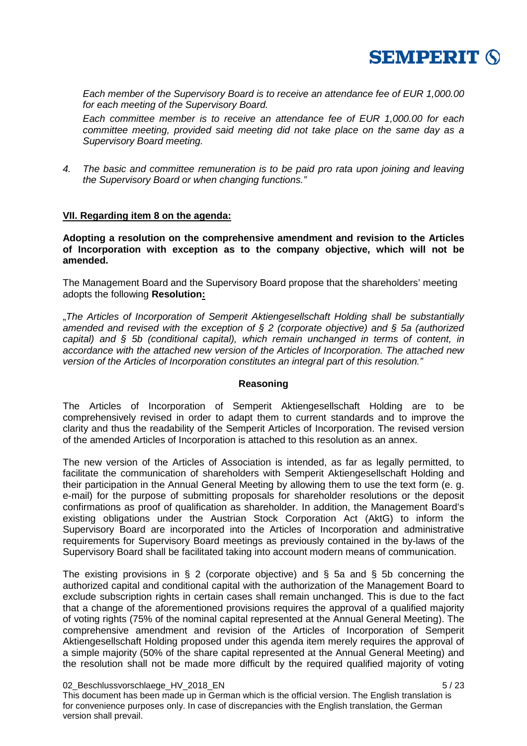*Each member of the Supervisory Board is to receive an attendance fee of EUR 1,000.00 for each meeting of the Supervisory Board.*

*Each committee member is to receive an attendance fee of EUR 1,000.00 for each committee meeting, provided said meeting did not take place on the same day as a Supervisory Board meeting.*

*4. The basic and committee remuneration is to be paid pro rata upon joining and leaving the Supervisory Board or when changing functions."*

## VII. Regarding item 8 on the agenda:

**Adopting a resolution on the comprehensive amendment and revision to the Articles of Incorporation with exception as to the company objective, which will not be amended.**

The Management Board and the Supervisory Board propose that the shareholders' meeting adopts the following **Resolution:**

„*The Articles of Incorporation of Semperit Aktiengesellschaft Holding shall be substantially amended and revised with the exception of § 2 (corporate objective) and § 5a (authorized capital) and § 5b (conditional capital), which remain unchanged in terms of content, in accordance with the attached new version of the Articles of Incorporation. The attached new version of the Articles of Incorporation constitutes an integral part of this resolution."*

**Reasoning**

The Articles of Incorporation of Semperit Aktiengesellschaft Holding are to be comprehensively revised in order to adapt them to current standards and to improve the clarity and thus the readability of the Semperit Articles of Incorporation. The revised version of the amended Articles of Incorporation is attached to this resolution as an annex.

The new version of the Articles of Association is intended, as far as legally permitted, to facilitate the communication of shareholders with Semperit Aktiengesellschaft Holding and their participation in the Annual General Meeting by allowing them to use the text form (e. g. e-mail) for the purpose of submitting proposals for shareholder resolutions or the deposit confirmations as proof of qualification as shareholder. In addition, the Management Board's existing obligations under the Austrian Stock Corporation Act (AktG) to inform the Supervisory Board are incorporated into the Articles of Incorporation and administrative requirements for Supervisory Board meetings as previously contained in the by-laws of the Supervisory Board shall be facilitated taking into account modern means of communication.

The existing provisions in § 2 (corporate objective) and § 5a and § 5b concerning the authorized capital and conditional capital with the authorization of the Management Board to exclude subscription rights in certain cases shall remain unchanged. This is due to the fact that a change of the aforementioned provisions requires the approval of a qualified majority of voting rights (75% of the nominal capital represented at the Annual General Meeting). The comprehensive amendment and revision of the Articles of Incorporation of Semperit Aktiengesellschaft Holding proposed under this agenda item merely requires the approval of a simple majority (50% of the share capital represented at the Annual General Meeting) and the resolution shall not be made more difficult by the required qualified majority of voting

This document has been made up in German which is the official version. The English translation is for convenience purposes only. In case of discrepancies with the English translation, the German version shall prevail.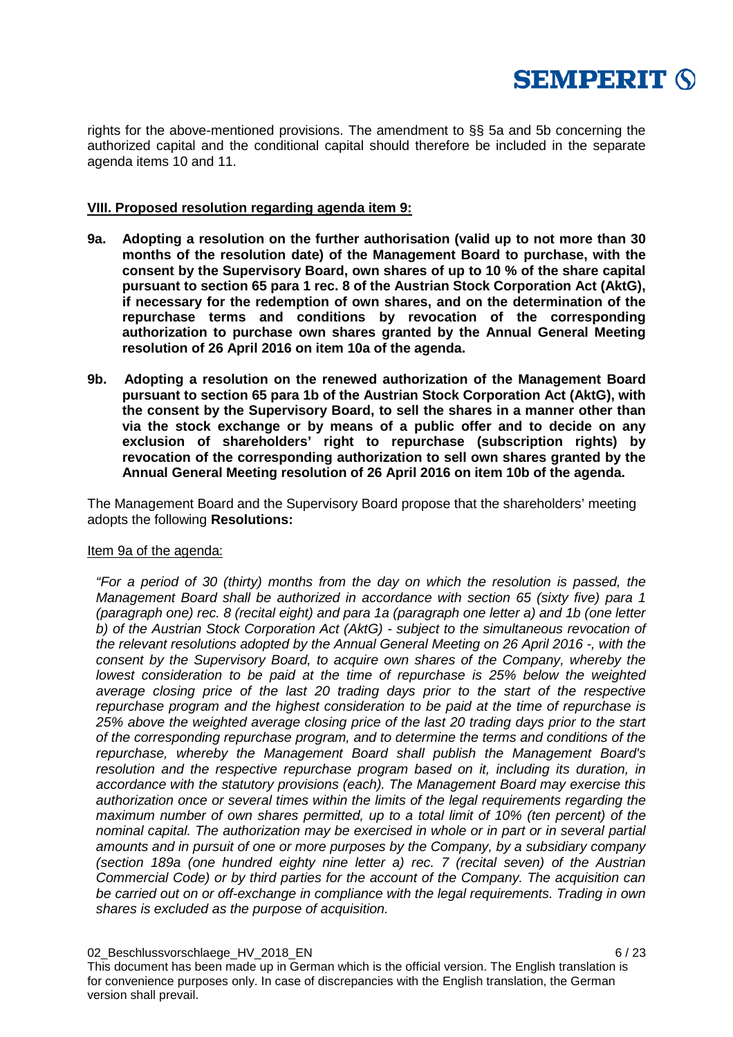rights for the above-mentioned provisions. The amendment to §§ 5a and 5b concerning the authorized capital and the conditional capital should therefore be included in the separate agenda items 10 and 11.

## VIII. Proposed resolution regarding agenda item 9:

**9a. Adopting a resolution on the further authorisation (valid up to not more than 30 months of the resolution date) of the Management Board to purchase, with the consent by the Supervisory Board, own shares of up to 10 % of the share capital pursuant to section 65 para 1 rec. 8 of the Austrian Stock Corporation Act (AktG), if necessary for the redemption of own shares, and on the determination of the repurchase terms and conditions by revocation of the corresponding authorization to purchase own shares granted by the Annual General Meeting resolution of 26 April 2016 on item 10a of the agenda.**

**9b. Adopting a resolution on the renewed authorization of the Management Board pursuant to section 65 para 1b of the Austrian Stock Corporation Act (AktG), with the consent by the Supervisory Board, to sell the shares in a manner other than via the stock exchange or by means of a public offer and to decide on any exclusion of shareholders' right to repurchase (subscription rights) by revocation of the corresponding authorization to sell own shares granted by the Annual General Meeting resolution of 26 April 2016 on item 10b of the agenda.**

The Management Board and the Supervisory Board propose that the shareholders' meeting adopts the following **Resolutions:**

Item 9a of the agenda:

*"For a period of 30 (thirty) months from the day on which the resolution is passed, the Management Board shall be authorized in accordance with section 65 (sixty five) para 1 (paragraph one) rec. 8 (recital eight) and para 1a (paragraph one letter a) and 1b (one letter b) of the Austrian Stock Corporation Act (AktG) - subject to the simultaneous revocation of the relevant resolutions adopted by the Annual General Meeting on 26 April 2016 -, with the consent by the Supervisory Board, to acquire own shares of the Company, whereby the lowest consideration to be paid at the time of repurchase is 25% below the weighted average closing price of the last 20 trading days prior to the start of the respective repurchase program and the highest consideration to be paid at the time of repurchase is 25% above the weighted average closing price of the last 20 trading days prior to the start of the corresponding repurchase program, and to determine the terms and conditions of the repurchase, whereby the Management Board shall publish the Management Board's resolution and the respective repurchase program based on it, including its duration, in accordance with the statutory provisions (each). The Management Board may exercise this authorization once or several times within the limits of the legal requirements regarding the maximum number of own shares permitted, up to a total limit of 10% (ten percent) of the nominal capital. The authorization may be exercised in whole or in part or in several partial amounts and in pursuit of one or more purposes by the Company, by a subsidiary company (section 189a (one hundred eighty nine letter a) rec. 7 (recital seven) of the Austrian Commercial Code) or by third parties for the account of the Company. The acquisition can be carried out on or off-exchange in compliance with the legal requirements. Trading in own shares is excluded as the purpose of acquisition.*

02_Beschlussvorschlaege_HV_2018_EN

This document has been made up in German which is the official version. The English translation is for convenience purposes only. In case of discrepancies with the English translation, the German version shall prevail.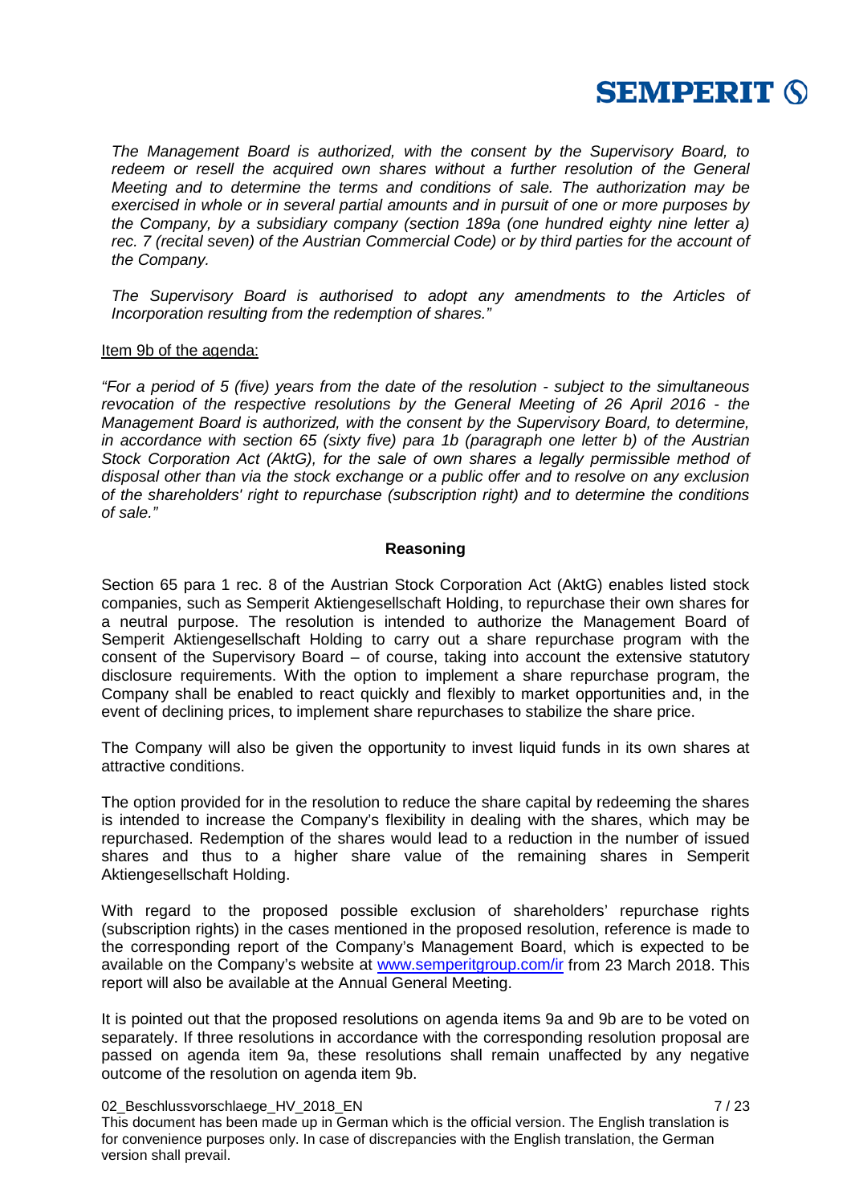*The Management Board is authorized, with the consent by the Supervisory Board, to redeem or resell the acquired own shares without a further resolution of the General Meeting and to determine the terms and conditions of sale. The authorization may be exercised in whole or in several partial amounts and in pursuit of one or more purposes by the Company, by a subsidiary company (section 189a (one hundred eighty nine letter a) rec. 7 (recital seven) of the Austrian Commercial Code) or by third parties for the account of the Company.*

*The Supervisory Board is authorised to adopt any amendments to the Articles of Incorporation resulting from the redemption of shares."*

<u>Item 9b of the agenda:</u>

*"For a period of 5 (five) years from the date of the resolution - subject to the simultaneous revocation of the respective resolutions by the General Meeting of 26 April 2016 - the Management Board is authorized, with the consent by the Supervisory Board, to determine, in accordance with section 65 (sixty five) para 1b (paragraph one letter b) of the Austrian Stock Corporation Act (AktG), for the sale of own shares a legally permissible method of disposal other than via the stock exchange or a public offer and to resolve on any exclusion of the shareholders' right to repurchase (subscription right) and to determine the conditions of sale."*

**Reasoning**

Section 65 para 1 rec. 8 of the Austrian Stock Corporation Act (AktG) enables listed stock companies, such as Semperit Aktiengesellschaft Holding, to repurchase their own shares for a neutral purpose. The resolution is intended to authorize the Management Board of Semperit Aktiengesellschaft Holding to carry out a share repurchase program with the consent of the Supervisory Board – of course, taking into account the extensive statutory disclosure requirements. With the option to implement a share repurchase program, the Company shall be enabled to react quickly and flexibly to market opportunities and, in the event of declining prices, to implement share repurchases to stabilize the share price.

The Company will also be given the opportunity to invest liquid funds in its own shares at attractive conditions.

The option provided for in the resolution to reduce the share capital by redeeming the shares is intended to increase the Company's flexibility in dealing with the shares, which may be repurchased. Redemption of the shares would lead to a reduction in the number of issued shares and thus to a higher share value of the remaining shares in Semperit Aktiengesellschaft Holding.

With regard to the proposed possible exclusion of shareholders' repurchase rights (subscription rights) in the cases mentioned in the proposed resolution, reference is made to the corresponding report of the Company's Management Board, which is expected to be available on the Company's website at [www.semperitgroup.com/ir](http://www.semperitgroup.com/ir) from 23 March 2018. This report will also be available at the Annual General Meeting.

It is pointed out that the proposed resolutions on agenda items 9a and 9b are to be voted on separately. If three resolutions in accordance with the corresponding resolution proposal are passed on agenda item 9a, these resolutions shall remain unaffected by any negative outcome of the resolution on agenda item 9b.

This document has been made up in German which is the official version. The English translation is for convenience purposes only. In case of discrepancies with the English translation, the German version shall prevail.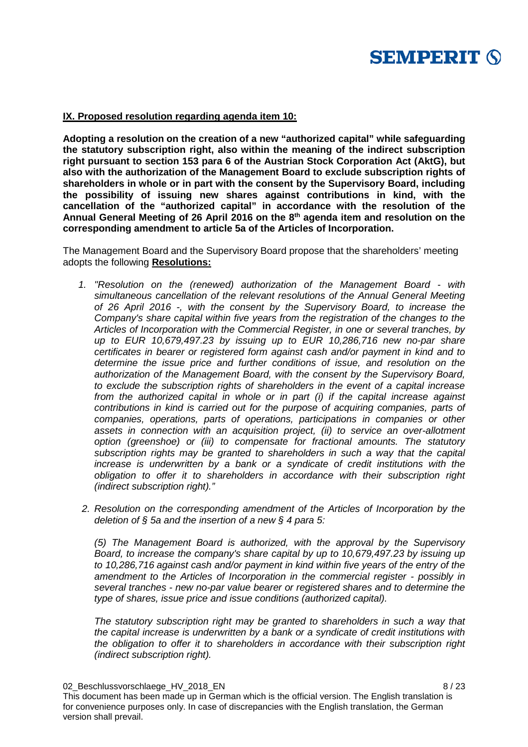**<u>IX. Proposed resolution regarding agenda item 10:</u>**

**Adopting a resolution on the creation of a new "authorized capital" while safeguarding the statutory subscription right, also within the meaning of the indirect subscription right pursuant to section 153 para 6 of the Austrian Stock Corporation Act (AktG), but also with the authorization of the Management Board to exclude subscription rights of shareholders in whole or in part with the consent by the Supervisory Board, including the possibility of issuing new shares against contributions in kind, with the cancellation of the "authorized capital" in accordance with the resolution of the Annual General Meeting of 26 April 2016 on the 8th agenda item and resolution on the corresponding amendment to article 5a of the Articles of Incorporation.**

The Management Board and the Supervisory Board propose that the shareholders' meeting adopts the following **<u>Resolutions:</u>**

1. *"Resolution on the (renewed) authorization of the Management Board - with simultaneous cancellation of the relevant resolutions of the Annual General Meeting of 26 April 2016 -, with the consent by the Supervisory Board, to increase the Company's share capital within five years from the registration of the changes to the Articles of Incorporation with the Commercial Register, in one or several tranches, by up to EUR 10,679,497.23 by issuing up to EUR 10,286,716 new no-par share certificates in bearer or registered form against cash and/or payment in kind and to determine the issue price and further conditions of issue, and resolution on the authorization of the Management Board, with the consent by the Supervisory Board, to exclude the subscription rights of shareholders in the event of a capital increase from the authorized capital in whole or in part (i) if the capital increase against contributions in kind is carried out for the purpose of acquiring companies, parts of companies, operations, parts of operations, participations in companies or other assets in connection with an acquisition project, (ii) to service an over-allotment option (greenshoe) or (iii) to compensate for fractional amounts. The statutory subscription rights may be granted to shareholders in such a way that the capital increase is underwritten by a bank or a syndicate of credit institutions with the obligation to offer it to shareholders in accordance with their subscription right (indirect subscription right)."*

2. *Resolution on the corresponding amendment of the Articles of Incorporation by the deletion of § 5a and the insertion of a new § 4 para 5:*

   *(5) The Management Board is authorized, with the approval by the Supervisory Board, to increase the company's share capital by up to 10,679,497.23 by issuing up to 10,286,716 against cash and/or payment in kind within five years of the entry of the amendment to the Articles of Incorporation in the commercial register - possibly in several tranches - new no-par value bearer or registered shares and to determine the type of shares, issue price and issue conditions (authorized capital).*

   *The statutory subscription right may be granted to shareholders in such a way that the capital increase is underwritten by a bank or a syndicate of credit institutions with the obligation to offer it to shareholders in accordance with their subscription right (indirect subscription right).*

This document has been made up in German which is the official version. The English translation is for convenience purposes only. In case of discrepancies with the English translation, the German version shall prevail.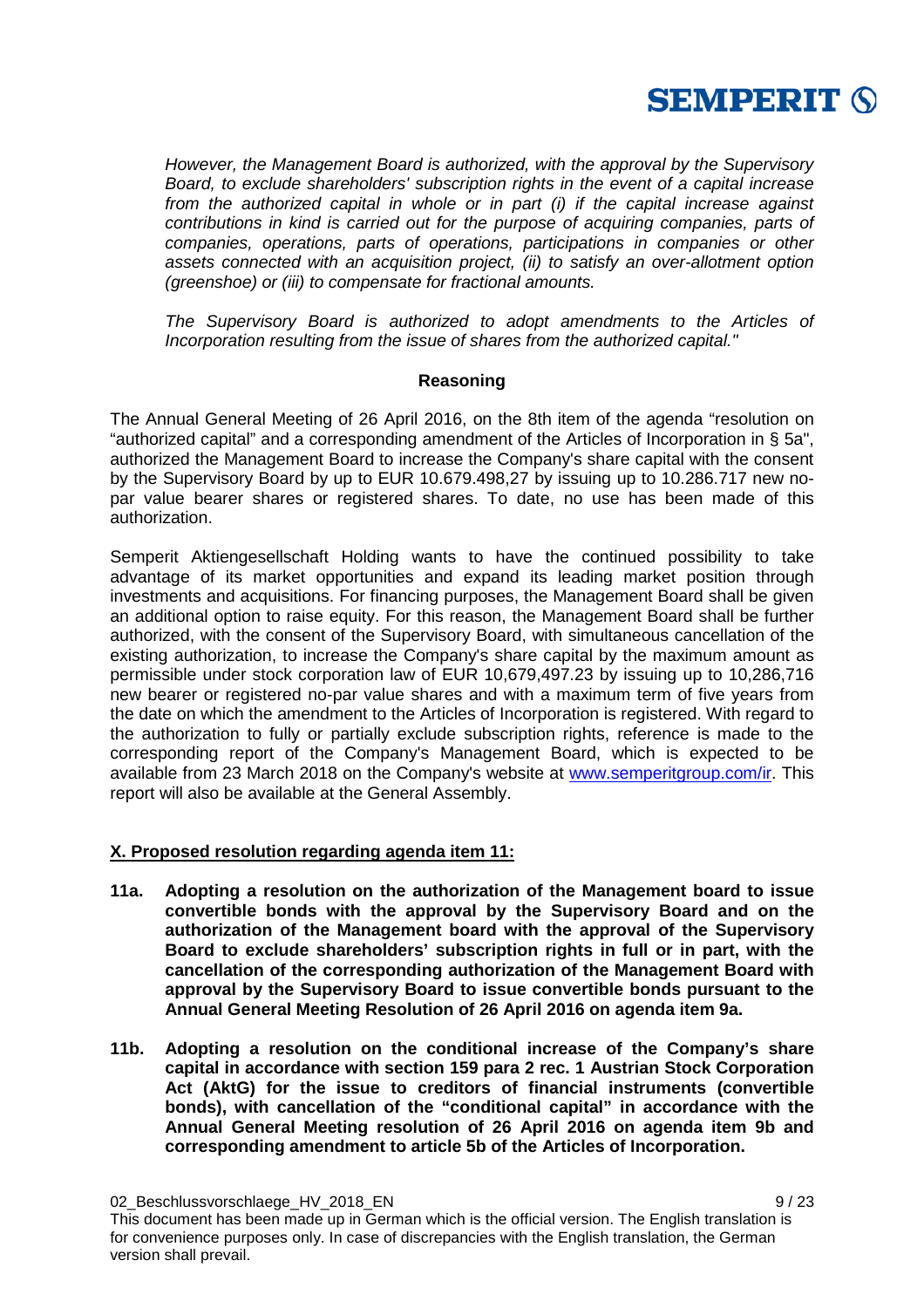*However, the Management Board is authorized, with the approval by the Supervisory Board, to exclude shareholders' subscription rights in the event of a capital increase from the authorized capital in whole or in part (i) if the capital increase against contributions in kind is carried out for the purpose of acquiring companies, parts of companies, operations, parts of operations, participations in companies or other assets connected with an acquisition project, (ii) to satisfy an over-allotment option (greenshoe) or (iii) to compensate for fractional amounts.*

*The Supervisory Board is authorized to adopt amendments to the Articles of Incorporation resulting from the issue of shares from the authorized capital."*

**Reasoning**

The Annual General Meeting of 26 April 2016, on the 8th item of the agenda "resolution on "authorized capital" and a corresponding amendment of the Articles of Incorporation in § 5a", authorized the Management Board to increase the Company's share capital with the consent by the Supervisory Board by up to EUR 10.679.498,27 by issuing up to 10.286.717 new no-par value bearer shares or registered shares. To date, no use has been made of this authorization.

Semperit Aktiengesellschaft Holding wants to have the continued possibility to take advantage of its market opportunities and expand its leading market position through investments and acquisitions. For financing purposes, the Management Board shall be given an additional option to raise equity. For this reason, the Management Board shall be further authorized, with the consent of the Supervisory Board, with simultaneous cancellation of the existing authorization, to increase the Company's share capital by the maximum amount as permissible under stock corporation law of EUR 10,679,497.23 by issuing up to 10,286,716 new bearer or registered no-par value shares and with a maximum term of five years from the date on which the amendment to the Articles of Incorporation is registered. With regard to the authorization to fully or partially exclude subscription rights, reference is made to the corresponding report of the Company's Management Board, which is expected to be available from 23 March 2018 on the Company's website at www.semperitgroup.com/ir. This report will also be available at the General Assembly.

## X. Proposed resolution regarding agenda item 11:

**11a. Adopting a resolution on the authorization of the Management board to issue convertible bonds with the approval by the Supervisory Board and on the authorization of the Management board with the approval of the Supervisory Board to exclude shareholders' subscription rights in full or in part, with the cancellation of the corresponding authorization of the Management Board with approval by the Supervisory Board to issue convertible bonds pursuant to the Annual General Meeting Resolution of 26 April 2016 on agenda item 9a.**

**11b. Adopting a resolution on the conditional increase of the Company's share capital in accordance with section 159 para 2 rec. 1 Austrian Stock Corporation Act (AktG) for the issue to creditors of financial instruments (convertible bonds), with cancellation of the "conditional capital" in accordance with the Annual General Meeting resolution of 26 April 2016 on agenda item 9b and corresponding amendment to article 5b of the Articles of Incorporation.**

This document has been made up in German which is the official version. The English translation is for convenience purposes only. In case of discrepancies with the English translation, the German version shall prevail.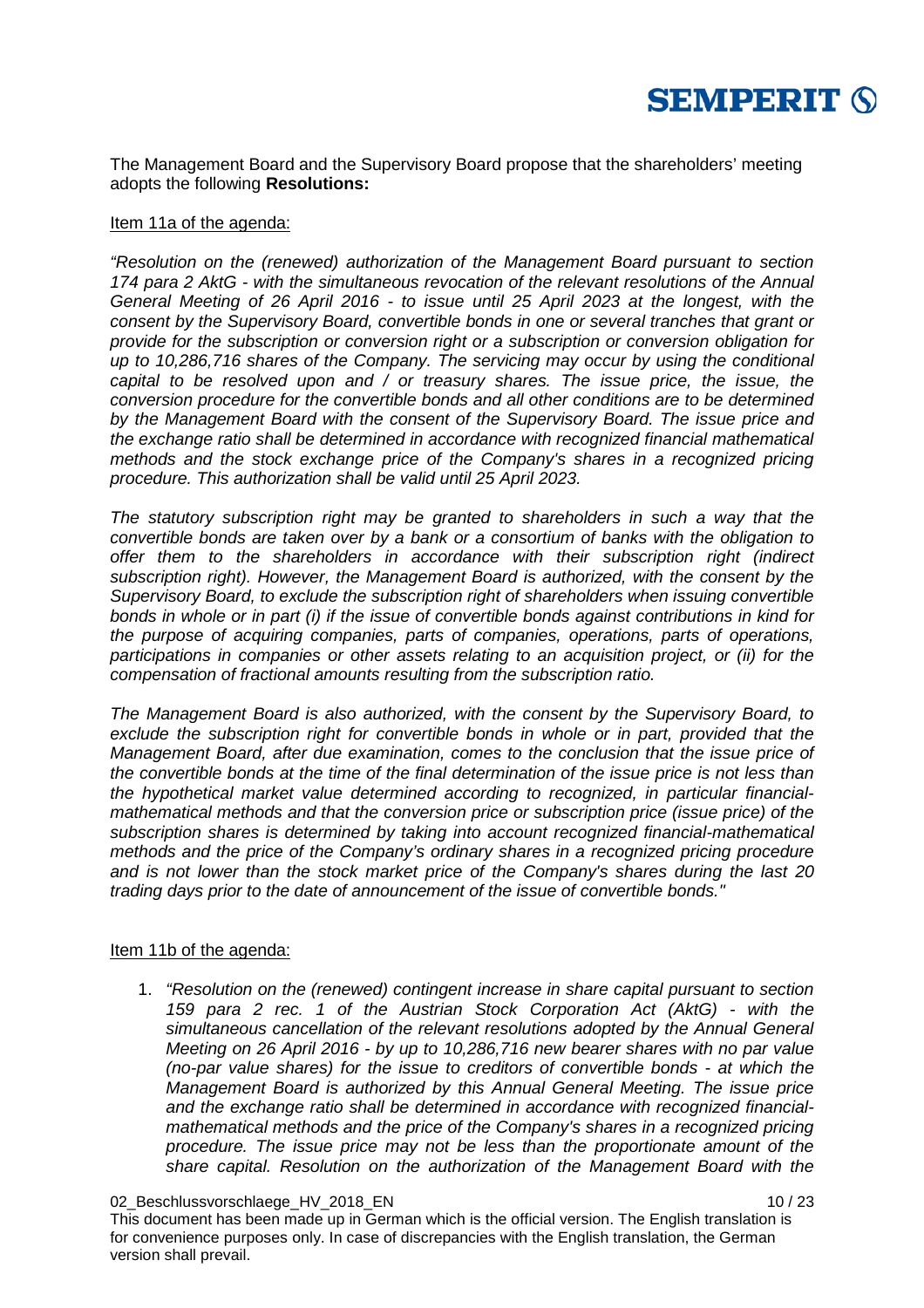The Management Board and the Supervisory Board propose that the shareholders' meeting adopts the following **Resolutions:**

Item 11a of the agenda:

*"Resolution on the (renewed) authorization of the Management Board pursuant to section 174 para 2 AktG - with the simultaneous revocation of the relevant resolutions of the Annual General Meeting of 26 April 2016 - to issue until 25 April 2023 at the longest, with the consent by the Supervisory Board, convertible bonds in one or several tranches that grant or provide for the subscription or conversion right or a subscription or conversion obligation for up to 10,286,716 shares of the Company. The servicing may occur by using the conditional capital to be resolved upon and / or treasury shares. The issue price, the issue, the conversion procedure for the convertible bonds and all other conditions are to be determined by the Management Board with the consent of the Supervisory Board. The issue price and the exchange ratio shall be determined in accordance with recognized financial mathematical methods and the stock exchange price of the Company's shares in a recognized pricing procedure. This authorization shall be valid until 25 April 2023.*

*The statutory subscription right may be granted to shareholders in such a way that the convertible bonds are taken over by a bank or a consortium of banks with the obligation to offer them to the shareholders in accordance with their subscription right (indirect subscription right). However, the Management Board is authorized, with the consent by the Supervisory Board, to exclude the subscription right of shareholders when issuing convertible bonds in whole or in part (i) if the issue of convertible bonds against contributions in kind for the purpose of acquiring companies, parts of companies, operations, parts of operations, participations in companies or other assets relating to an acquisition project, or (ii) for the compensation of fractional amounts resulting from the subscription ratio.*

*The Management Board is also authorized, with the consent by the Supervisory Board, to exclude the subscription right for convertible bonds in whole or in part, provided that the Management Board, after due examination, comes to the conclusion that the issue price of the convertible bonds at the time of the final determination of the issue price is not less than the hypothetical market value determined according to recognized, in particular financial-mathematical methods and that the conversion price or subscription price (issue price) of the subscription shares is determined by taking into account recognized financial-mathematical methods and the price of the Company's ordinary shares in a recognized pricing procedure and is not lower than the stock market price of the Company's shares during the last 20 trading days prior to the date of announcement of the issue of convertible bonds."*

Item 11b of the agenda:

1. *"Resolution on the (renewed) contingent increase in share capital pursuant to section 159 para 2 rec. 1 of the Austrian Stock Corporation Act (AktG) - with the simultaneous cancellation of the relevant resolutions adopted by the Annual General Meeting on 26 April 2016 - by up to 10,286,716 new bearer shares with no par value (no-par value shares) for the issue to creditors of convertible bonds - at which the Management Board is authorized by this Annual General Meeting. The issue price and the exchange ratio shall be determined in accordance with recognized financial-mathematical methods and the price of the Company's shares in a recognized pricing procedure. The issue price may not be less than the proportionate amount of the share capital. Resolution on the authorization of the Management Board with the*

This document has been made up in German which is the official version. The English translation is for convenience purposes only. In case of discrepancies with the English translation, the German version shall prevail.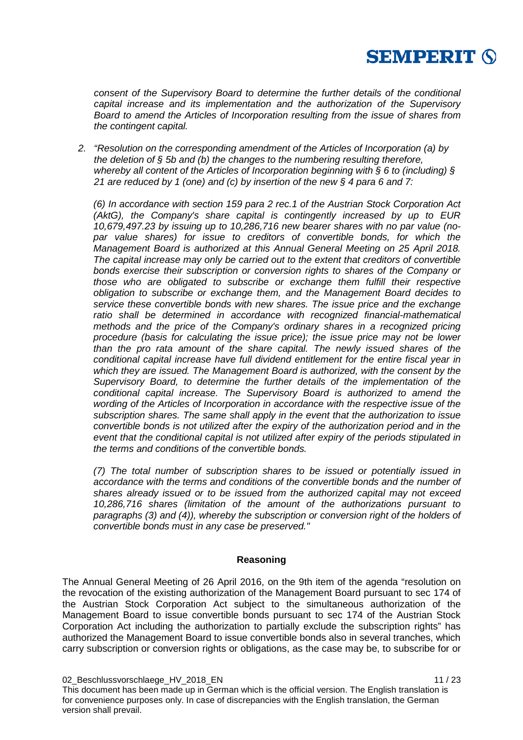*consent of the Supervisory Board to determine the further details of the conditional capital increase and its implementation and the authorization of the Supervisory Board to amend the Articles of Incorporation resulting from the issue of shares from the contingent capital.*

2. *"Resolution on the corresponding amendment of the Articles of Incorporation (a) by the deletion of § 5b and (b) the changes to the numbering resulting therefore, whereby all content of the Articles of Incorporation beginning with § 6 to (including) § 21 are reduced by 1 (one) and (c) by insertion of the new § 4 para 6 and 7:*

   *(6) In accordance with section 159 para 2 rec.1 of the Austrian Stock Corporation Act (AktG), the Company's share capital is contingently increased by up to EUR 10,679,497.23 by issuing up to 10,286,716 new bearer shares with no par value (no-par value shares) for issue to creditors of convertible bonds, for which the Management Board is authorized at this Annual General Meeting on 25 April 2018. The capital increase may only be carried out to the extent that creditors of convertible bonds exercise their subscription or conversion rights to shares of the Company or those who are obligated to subscribe or exchange them fulfill their respective obligation to subscribe or exchange them, and the Management Board decides to service these convertible bonds with new shares. The issue price and the exchange ratio shall be determined in accordance with recognized financial-mathematical methods and the price of the Company's ordinary shares in a recognized pricing procedure (basis for calculating the issue price); the issue price may not be lower than the pro rata amount of the share capital. The newly issued shares of the conditional capital increase have full dividend entitlement for the entire fiscal year in which they are issued. The Management Board is authorized, with the consent by the Supervisory Board, to determine the further details of the implementation of the conditional capital increase. The Supervisory Board is authorized to amend the wording of the Articles of Incorporation in accordance with the respective issue of the subscription shares. The same shall apply in the event that the authorization to issue convertible bonds is not utilized after the expiry of the authorization period and in the event that the conditional capital is not utilized after expiry of the periods stipulated in the terms and conditions of the convertible bonds.*

   *(7) The total number of subscription shares to be issued or potentially issued in accordance with the terms and conditions of the convertible bonds and the number of shares already issued or to be issued from the authorized capital may not exceed 10,286,716 shares (limitation of the amount of the authorizations pursuant to paragraphs (3) and (4)), whereby the subscription or conversion right of the holders of convertible bonds must in any case be preserved."*

**Reasoning**

The Annual General Meeting of 26 April 2016, on the 9th item of the agenda "resolution on the revocation of the existing authorization of the Management Board pursuant to sec 174 of the Austrian Stock Corporation Act subject to the simultaneous authorization of the Management Board to issue convertible bonds pursuant to sec 174 of the Austrian Stock Corporation Act including the authorization to partially exclude the subscription rights" has authorized the Management Board to issue convertible bonds also in several tranches, which carry subscription or conversion rights or obligations, as the case may be, to subscribe for or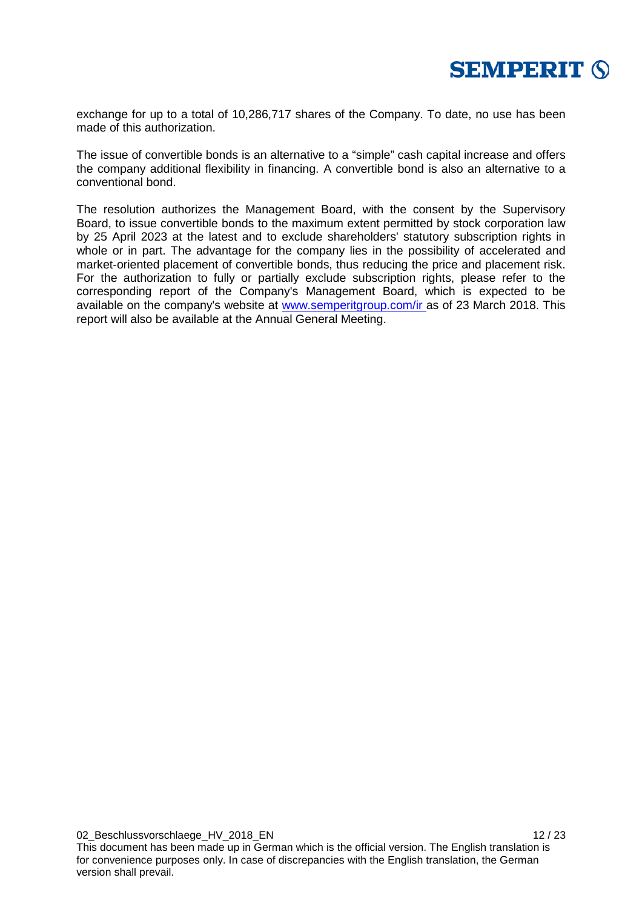exchange for up to a total of 10,286,717 shares of the Company. To date, no use has been made of this authorization.

The issue of convertible bonds is an alternative to a "simple" cash capital increase and offers the company additional flexibility in financing. A convertible bond is also an alternative to a conventional bond.

The resolution authorizes the Management Board, with the consent by the Supervisory Board, to issue convertible bonds to the maximum extent permitted by stock corporation law by 25 April 2023 at the latest and to exclude shareholders' statutory subscription rights in whole or in part. The advantage for the company lies in the possibility of accelerated and market-oriented placement of convertible bonds, thus reducing the price and placement risk. For the authorization to fully or partially exclude subscription rights, please refer to the corresponding report of the Company's Management Board, which is expected to be available on the company's website at www.semperitgroup.com/ir as of 23 March 2018. This report will also be available at the Annual General Meeting.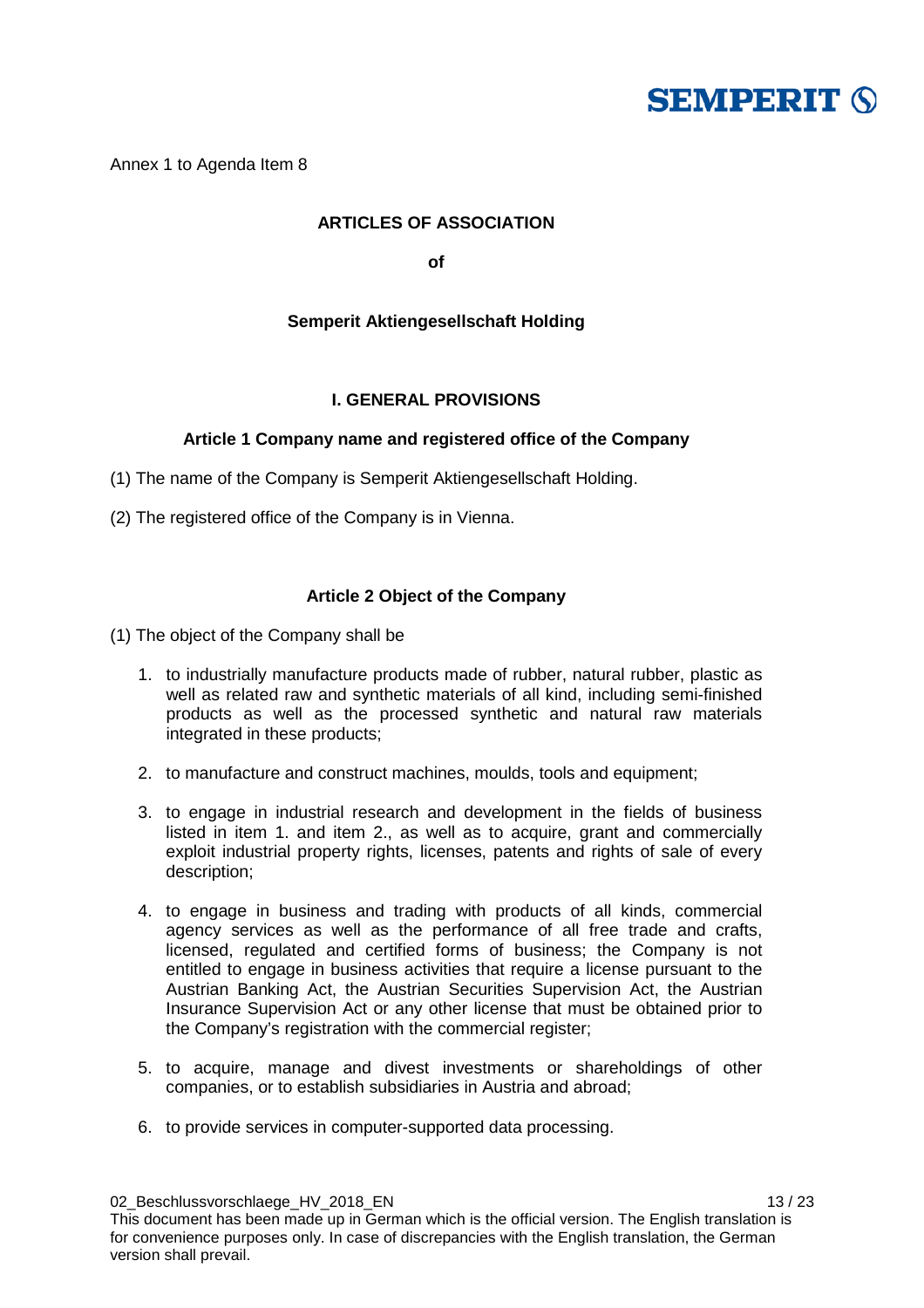Annex 1 to Agenda Item 8

# ARTICLES OF ASSOCIATION

**of**

**Semperit Aktiengesellschaft Holding**

## I. GENERAL PROVISIONS

### Article 1 Company name and registered office of the Company

(1) The name of the Company is Semperit Aktiengesellschaft Holding.

(2) The registered office of the Company is in Vienna.

### Article 2 Object of the Company

(1) The object of the Company shall be

1. to industrially manufacture products made of rubber, natural rubber, plastic as well as related raw and synthetic materials of all kind, including semi-finished products as well as the processed synthetic and natural raw materials integrated in these products;

2. to manufacture and construct machines, moulds, tools and equipment;

3. to engage in industrial research and development in the fields of business listed in item 1. and item 2., as well as to acquire, grant and commercially exploit industrial property rights, licenses, patents and rights of sale of every description;

4. to engage in business and trading with products of all kinds, commercial agency services as well as the performance of all free trade and crafts, licensed, regulated and certified forms of business; the Company is not entitled to engage in business activities that require a license pursuant to the Austrian Banking Act, the Austrian Securities Supervision Act, the Austrian Insurance Supervision Act or any other license that must be obtained prior to the Company's registration with the commercial register;

5. to acquire, manage and divest investments or shareholdings of other companies, or to establish subsidiaries in Austria and abroad;

6. to provide services in computer-supported data processing.

This document has been made up in German which is the official version. The English translation is for convenience purposes only. In case of discrepancies with the English translation, the German version shall prevail.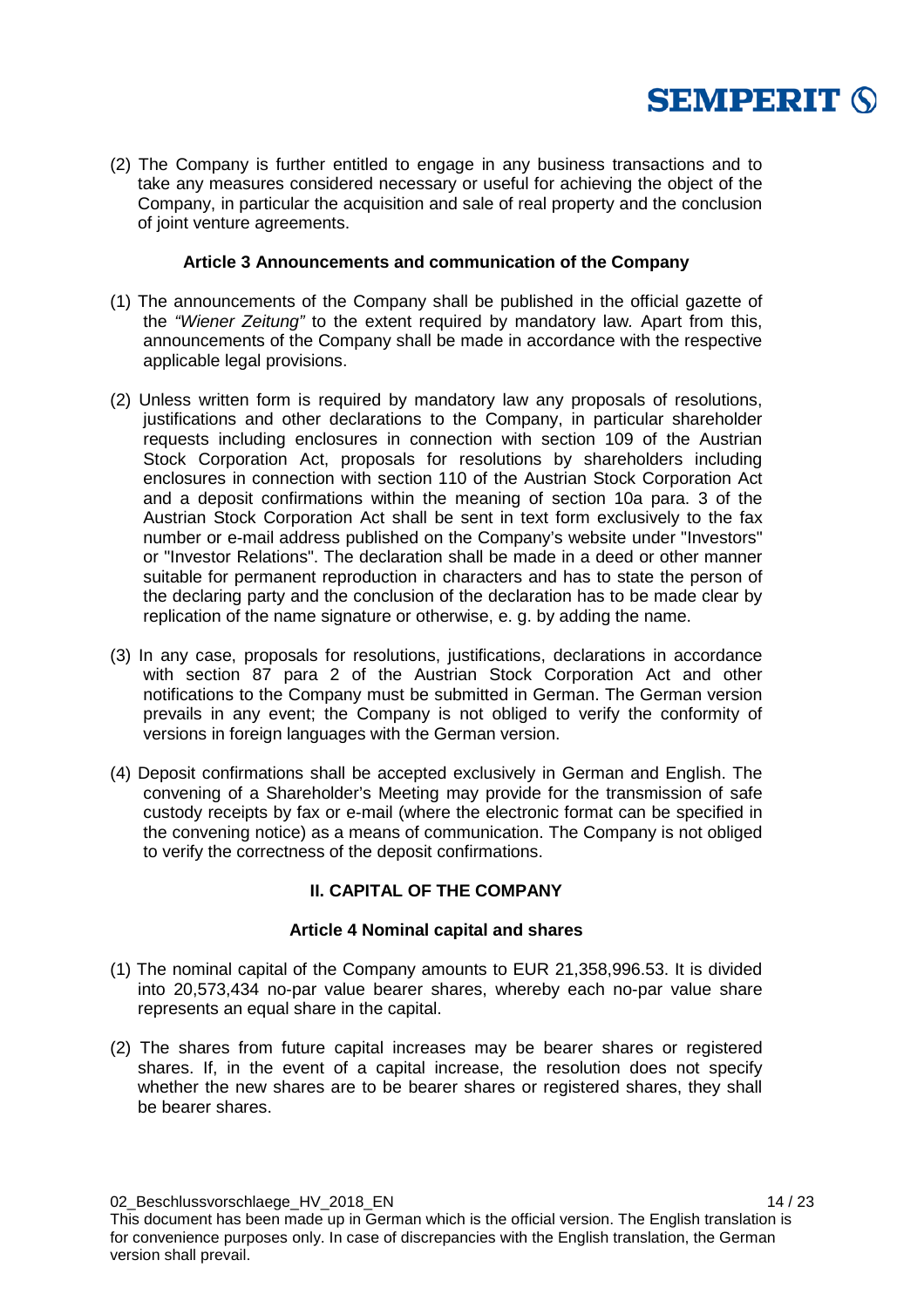(2) The Company is further entitled to engage in any business transactions and to take any measures considered necessary or useful for achieving the object of the Company, in particular the acquisition and sale of real property and the conclusion of joint venture agreements.

### Article 3 Announcements and communication of the Company

(1) The announcements of the Company shall be published in the official gazette of the *"Wiener Zeitung"* to the extent required by mandatory law. Apart from this, announcements of the Company shall be made in accordance with the respective applicable legal provisions.

(2) Unless written form is required by mandatory law any proposals of resolutions, justifications and other declarations to the Company, in particular shareholder requests including enclosures in connection with section 109 of the Austrian Stock Corporation Act, proposals for resolutions by shareholders including enclosures in connection with section 110 of the Austrian Stock Corporation Act and a deposit confirmations within the meaning of section 10a para. 3 of the Austrian Stock Corporation Act shall be sent in text form exclusively to the fax number or e-mail address published on the Company's website under "Investors" or "Investor Relations". The declaration shall be made in a deed or other manner suitable for permanent reproduction in characters and has to state the person of the declaring party and the conclusion of the declaration has to be made clear by replication of the name signature or otherwise, e. g. by adding the name.

(3) In any case, proposals for resolutions, justifications, declarations in accordance with section 87 para 2 of the Austrian Stock Corporation Act and other notifications to the Company must be submitted in German. The German version prevails in any event; the Company is not obliged to verify the conformity of versions in foreign languages with the German version.

(4) Deposit confirmations shall be accepted exclusively in German and English. The convening of a Shareholder's Meeting may provide for the transmission of safe custody receipts by fax or e-mail (where the electronic format can be specified in the convening notice) as a means of communication. The Company is not obliged to verify the correctness of the deposit confirmations.

## II. CAPITAL OF THE COMPANY

### Article 4 Nominal capital and shares

(1) The nominal capital of the Company amounts to EUR 21,358,996.53. It is divided into 20,573,434 no-par value bearer shares, whereby each no-par value share represents an equal share in the capital.

(2) The shares from future capital increases may be bearer shares or registered shares. If, in the event of a capital increase, the resolution does not specify whether the new shares are to be bearer shares or registered shares, they shall be bearer shares.

02_Beschlussvorschlaege_HV_2018_EN

This document has been made up in German which is the official version. The English translation is for convenience purposes only. In case of discrepancies with the English translation, the German version shall prevail.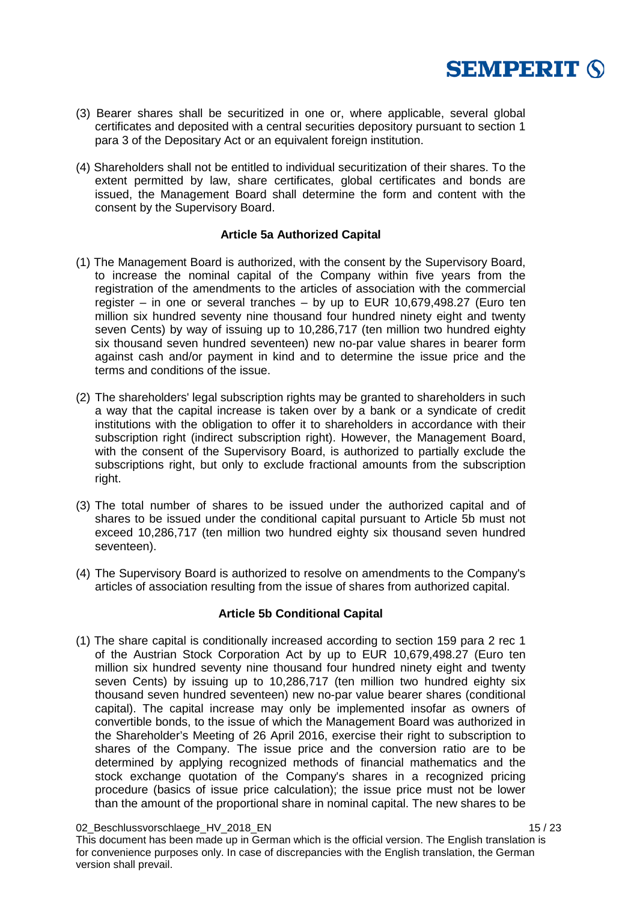(3) Bearer shares shall be securitized in one or, where applicable, several global certificates and deposited with a central securities depository pursuant to section 1 para 3 of the Depositary Act or an equivalent foreign institution.

(4) Shareholders shall not be entitled to individual securitization of their shares. To the extent permitted by law, share certificates, global certificates and bonds are issued, the Management Board shall determine the form and content with the consent by the Supervisory Board.

**Article 5a Authorized Capital**

(1) The Management Board is authorized, with the consent by the Supervisory Board, to increase the nominal capital of the Company within five years from the registration of the amendments to the articles of association with the commercial register – in one or several tranches – by up to EUR 10,679,498.27 (Euro ten million six hundred seventy nine thousand four hundred ninety eight and twenty seven Cents) by way of issuing up to 10,286,717 (ten million two hundred eighty six thousand seven hundred seventeen) new no-par value shares in bearer form against cash and/or payment in kind and to determine the issue price and the terms and conditions of the issue.

(2) The shareholders' legal subscription rights may be granted to shareholders in such a way that the capital increase is taken over by a bank or a syndicate of credit institutions with the obligation to offer it to shareholders in accordance with their subscription right (indirect subscription right). However, the Management Board, with the consent of the Supervisory Board, is authorized to partially exclude the subscriptions right, but only to exclude fractional amounts from the subscription right.

(3) The total number of shares to be issued under the authorized capital and of shares to be issued under the conditional capital pursuant to Article 5b must not exceed 10,286,717 (ten million two hundred eighty six thousand seven hundred seventeen).

(4) The Supervisory Board is authorized to resolve on amendments to the Company's articles of association resulting from the issue of shares from authorized capital.

**Article 5b Conditional Capital**

(1) The share capital is conditionally increased according to section 159 para 2 rec 1 of the Austrian Stock Corporation Act by up to EUR 10,679,498.27 (Euro ten million six hundred seventy nine thousand four hundred ninety eight and twenty seven Cents) by issuing up to 10,286,717 (ten million two hundred eighty six thousand seven hundred seventeen) new no-par value bearer shares (conditional capital). The capital increase may only be implemented insofar as owners of convertible bonds, to the issue of which the Management Board was authorized in the Shareholder's Meeting of 26 April 2016, exercise their right to subscription to shares of the Company. The issue price and the conversion ratio are to be determined by applying recognized methods of financial mathematics and the stock exchange quotation of the Company's shares in a recognized pricing procedure (basics of issue price calculation); the issue price must not be lower than the amount of the proportional share in nominal capital. The new shares to be

02_Beschlussvorschlaege_HV_2018_EN

This document has been made up in German which is the official version. The English translation is for convenience purposes only. In case of discrepancies with the English translation, the German version shall prevail.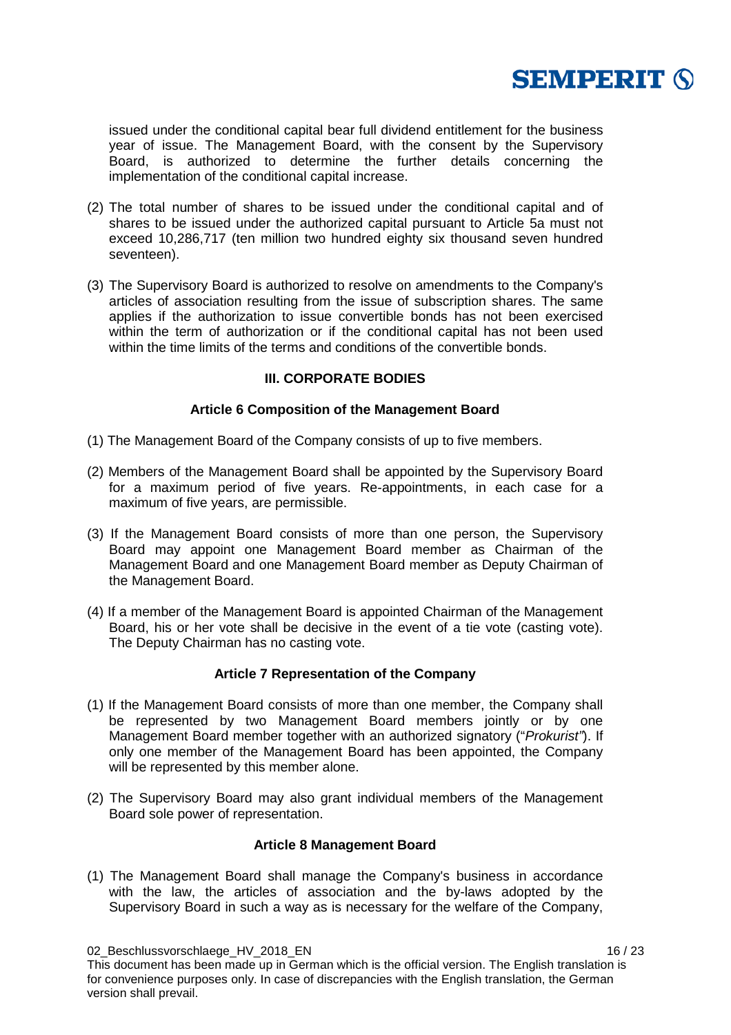issued under the conditional capital bear full dividend entitlement for the business year of issue. The Management Board, with the consent by the Supervisory Board, is authorized to determine the further details concerning the implementation of the conditional capital increase.

(2) The total number of shares to be issued under the conditional capital and of shares to be issued under the authorized capital pursuant to Article 5a must not exceed 10,286,717 (ten million two hundred eighty six thousand seven hundred seventeen).

(3) The Supervisory Board is authorized to resolve on amendments to the Company's articles of association resulting from the issue of subscription shares. The same applies if the authorization to issue convertible bonds has not been exercised within the term of authorization or if the conditional capital has not been used within the time limits of the terms and conditions of the convertible bonds.

## III. CORPORATE BODIES

### Article 6 Composition of the Management Board

(1) The Management Board of the Company consists of up to five members.

(2) Members of the Management Board shall be appointed by the Supervisory Board for a maximum period of five years. Re-appointments, in each case for a maximum of five years, are permissible.

(3) If the Management Board consists of more than one person, the Supervisory Board may appoint one Management Board member as Chairman of the Management Board and one Management Board member as Deputy Chairman of the Management Board.

(4) If a member of the Management Board is appointed Chairman of the Management Board, his or her vote shall be decisive in the event of a tie vote (casting vote). The Deputy Chairman has no casting vote.

### Article 7 Representation of the Company

(1) If the Management Board consists of more than one member, the Company shall be represented by two Management Board members jointly or by one Management Board member together with an authorized signatory ("*Prokurist*"). If only one member of the Management Board has been appointed, the Company will be represented by this member alone.

(2) The Supervisory Board may also grant individual members of the Management Board sole power of representation.

### Article 8 Management Board

(1) The Management Board shall manage the Company's business in accordance with the law, the articles of association and the by-laws adopted by the Supervisory Board in such a way as is necessary for the welfare of the Company,

02_Beschlussvorschlaege_HV_2018_EN

This document has been made up in German which is the official version. The English translation is for convenience purposes only. In case of discrepancies with the English translation, the German version shall prevail.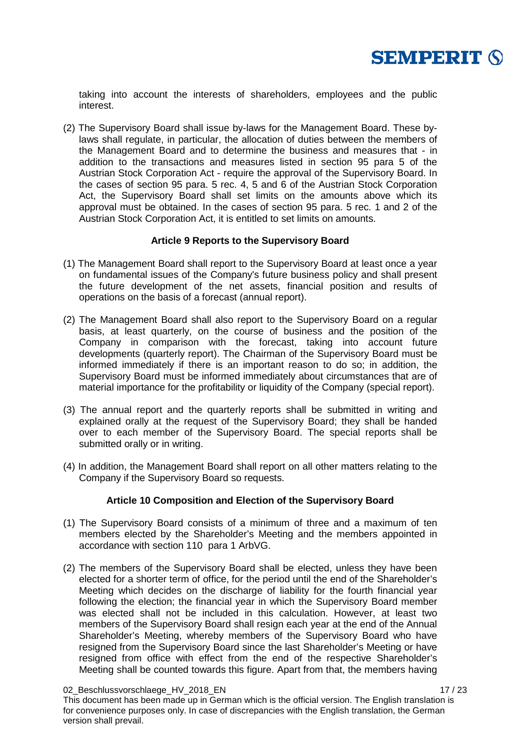taking into account the interests of shareholders, employees and the public interest.

(2) The Supervisory Board shall issue by-laws for the Management Board. These by-laws shall regulate, in particular, the allocation of duties between the members of the Management Board and to determine the business and measures that - in addition to the transactions and measures listed in section 95 para 5 of the Austrian Stock Corporation Act - require the approval of the Supervisory Board. In the cases of section 95 para. 5 rec. 4, 5 and 6 of the Austrian Stock Corporation Act, the Supervisory Board shall set limits on the amounts above which its approval must be obtained. In the cases of section 95 para. 5 rec. 1 and 2 of the Austrian Stock Corporation Act, it is entitled to set limits on amounts.

**Article 9 Reports to the Supervisory Board**

(1) The Management Board shall report to the Supervisory Board at least once a year on fundamental issues of the Company's future business policy and shall present the future development of the net assets, financial position and results of operations on the basis of a forecast (annual report).

(2) The Management Board shall also report to the Supervisory Board on a regular basis, at least quarterly, on the course of business and the position of the Company in comparison with the forecast, taking into account future developments (quarterly report). The Chairman of the Supervisory Board must be informed immediately if there is an important reason to do so; in addition, the Supervisory Board must be informed immediately about circumstances that are of material importance for the profitability or liquidity of the Company (special report).

(3) The annual report and the quarterly reports shall be submitted in writing and explained orally at the request of the Supervisory Board; they shall be handed over to each member of the Supervisory Board. The special reports shall be submitted orally or in writing.

(4) In addition, the Management Board shall report on all other matters relating to the Company if the Supervisory Board so requests.

**Article 10 Composition and Election of the Supervisory Board**

(1) The Supervisory Board consists of a minimum of three and a maximum of ten members elected by the Shareholder's Meeting and the members appointed in accordance with section 110 para 1 ArbVG.

(2) The members of the Supervisory Board shall be elected, unless they have been elected for a shorter term of office, for the period until the end of the Shareholder's Meeting which decides on the discharge of liability for the fourth financial year following the election; the financial year in which the Supervisory Board member was elected shall not be included in this calculation. However, at least two members of the Supervisory Board shall resign each year at the end of the Annual Shareholder's Meeting, whereby members of the Supervisory Board who have resigned from the Supervisory Board since the last Shareholder's Meeting or have resigned from office with effect from the end of the respective Shareholder's Meeting shall be counted towards this figure. Apart from that, the members having

02_Beschlussvorschlaege_HV_2018_EN

This document has been made up in German which is the official version. The English translation is for convenience purposes only. In case of discrepancies with the English translation, the German version shall prevail.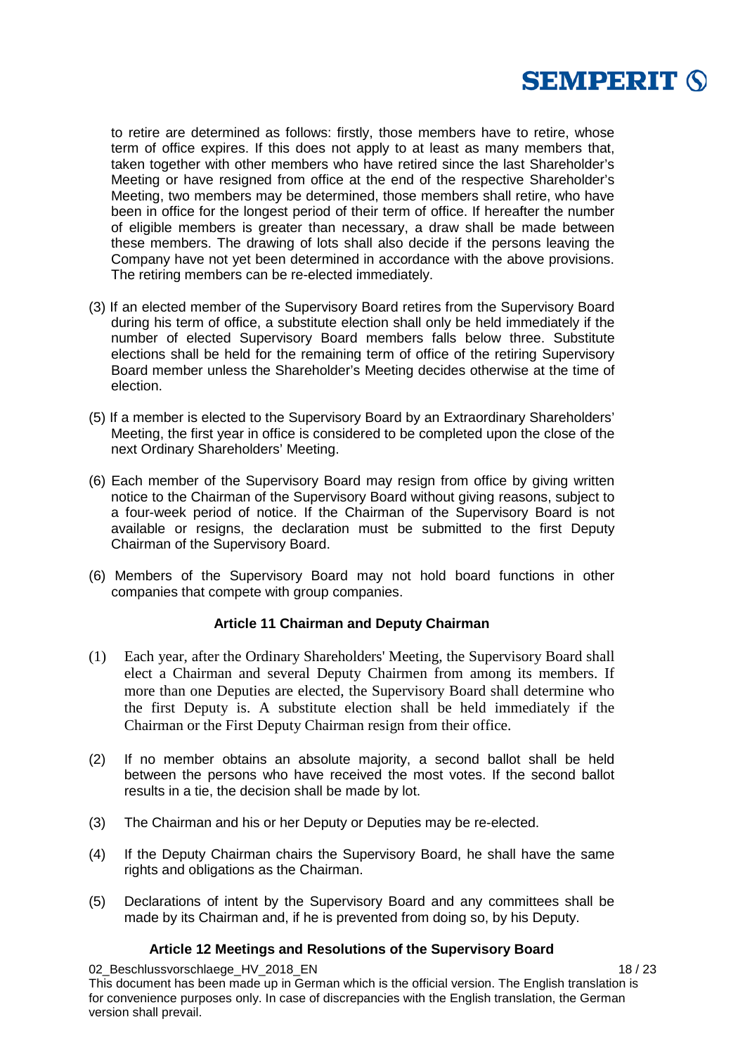to retire are determined as follows: firstly, those members have to retire, whose term of office expires. If this does not apply to at least as many members that, taken together with other members who have retired since the last Shareholder's Meeting or have resigned from office at the end of the respective Shareholder's Meeting, two members may be determined, those members shall retire, who have been in office for the longest period of their term of office. If hereafter the number of eligible members is greater than necessary, a draw shall be made between these members. The drawing of lots shall also decide if the persons leaving the Company have not yet been determined in accordance with the above provisions. The retiring members can be re-elected immediately.

(3) If an elected member of the Supervisory Board retires from the Supervisory Board during his term of office, a substitute election shall only be held immediately if the number of elected Supervisory Board members falls below three. Substitute elections shall be held for the remaining term of office of the retiring Supervisory Board member unless the Shareholder's Meeting decides otherwise at the time of election.

(5) If a member is elected to the Supervisory Board by an Extraordinary Shareholders' Meeting, the first year in office is considered to be completed upon the close of the next Ordinary Shareholders' Meeting.

(6) Each member of the Supervisory Board may resign from office by giving written notice to the Chairman of the Supervisory Board without giving reasons, subject to a four-week period of notice. If the Chairman of the Supervisory Board is not available or resigns, the declaration must be submitted to the first Deputy Chairman of the Supervisory Board.

(6) Members of the Supervisory Board may not hold board functions in other companies that compete with group companies.

**Article 11 Chairman and Deputy Chairman**

(1) Each year, after the Ordinary Shareholders' Meeting, the Supervisory Board shall elect a Chairman and several Deputy Chairmen from among its members. If more than one Deputies are elected, the Supervisory Board shall determine who the first Deputy is. A substitute election shall be held immediately if the Chairman or the First Deputy Chairman resign from their office.

(2) If no member obtains an absolute majority, a second ballot shall be held between the persons who have received the most votes. If the second ballot results in a tie, the decision shall be made by lot.

(3) The Chairman and his or her Deputy or Deputies may be re-elected.

(4) If the Deputy Chairman chairs the Supervisory Board, he shall have the same rights and obligations as the Chairman.

(5) Declarations of intent by the Supervisory Board and any committees shall be made by its Chairman and, if he is prevented from doing so, by his Deputy.

**Article 12 Meetings and Resolutions of the Supervisory Board**

This document has been made up in German which is the official version. The English translation is for convenience purposes only. In case of discrepancies with the English translation, the German version shall prevail.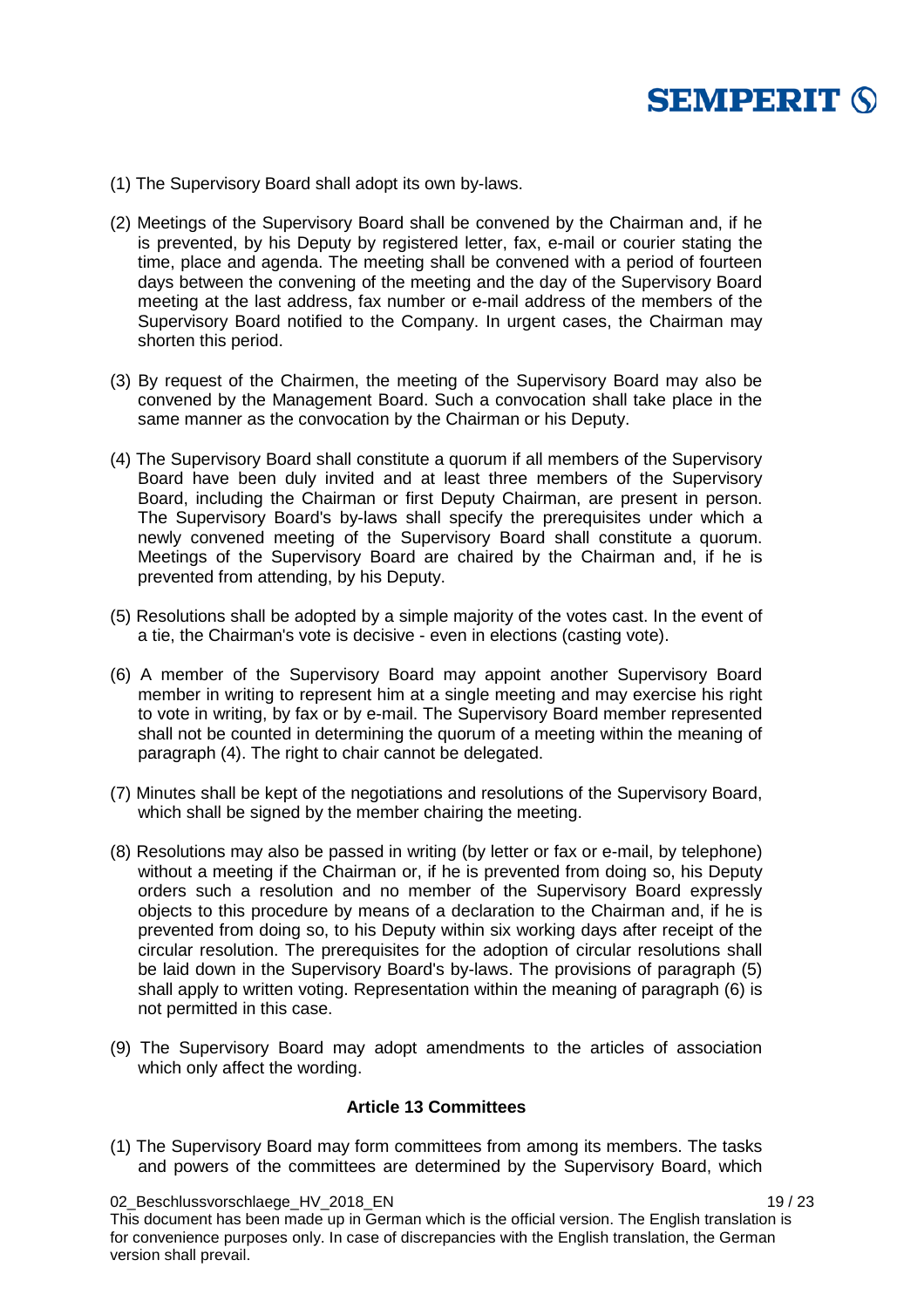(1) The Supervisory Board shall adopt its own by-laws.

(2) Meetings of the Supervisory Board shall be convened by the Chairman and, if he is prevented, by his Deputy by registered letter, fax, e-mail or courier stating the time, place and agenda. The meeting shall be convened with a period of fourteen days between the convening of the meeting and the day of the Supervisory Board meeting at the last address, fax number or e-mail address of the members of the Supervisory Board notified to the Company. In urgent cases, the Chairman may shorten this period.

(3) By request of the Chairmen, the meeting of the Supervisory Board may also be convened by the Management Board. Such a convocation shall take place in the same manner as the convocation by the Chairman or his Deputy.

(4) The Supervisory Board shall constitute a quorum if all members of the Supervisory Board have been duly invited and at least three members of the Supervisory Board, including the Chairman or first Deputy Chairman, are present in person. The Supervisory Board's by-laws shall specify the prerequisites under which a newly convened meeting of the Supervisory Board shall constitute a quorum. Meetings of the Supervisory Board are chaired by the Chairman and, if he is prevented from attending, by his Deputy.

(5) Resolutions shall be adopted by a simple majority of the votes cast. In the event of a tie, the Chairman's vote is decisive - even in elections (casting vote).

(6) A member of the Supervisory Board may appoint another Supervisory Board member in writing to represent him at a single meeting and may exercise his right to vote in writing, by fax or by e-mail. The Supervisory Board member represented shall not be counted in determining the quorum of a meeting within the meaning of paragraph (4). The right to chair cannot be delegated.

(7) Minutes shall be kept of the negotiations and resolutions of the Supervisory Board, which shall be signed by the member chairing the meeting.

(8) Resolutions may also be passed in writing (by letter or fax or e-mail, by telephone) without a meeting if the Chairman or, if he is prevented from doing so, his Deputy orders such a resolution and no member of the Supervisory Board expressly objects to this procedure by means of a declaration to the Chairman and, if he is prevented from doing so, to his Deputy within six working days after receipt of the circular resolution. The prerequisites for the adoption of circular resolutions shall be laid down in the Supervisory Board's by-laws. The provisions of paragraph (5) shall apply to written voting. Representation within the meaning of paragraph (6) is not permitted in this case.

(9) The Supervisory Board may adopt amendments to the articles of association which only affect the wording.

**Article 13 Committees**

(1) The Supervisory Board may form committees from among its members. The tasks and powers of the committees are determined by the Supervisory Board, which

This document has been made up in German which is the official version. The English translation is for convenience purposes only. In case of discrepancies with the English translation, the German version shall prevail.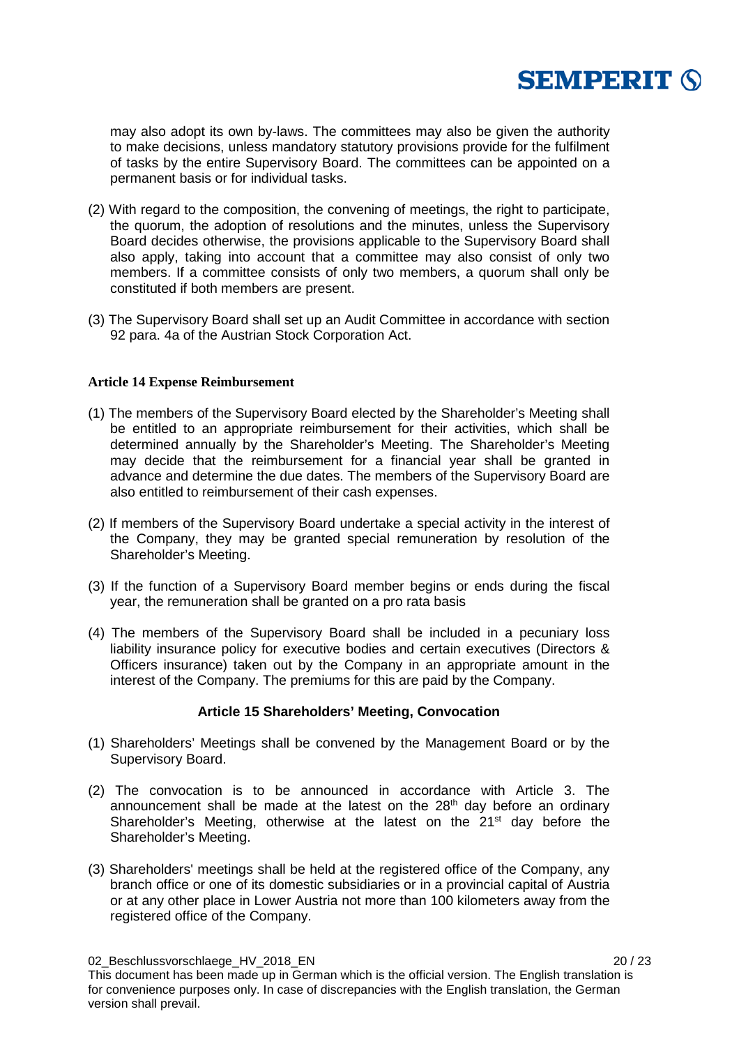may also adopt its own by-laws. The committees may also be given the authority to make decisions, unless mandatory statutory provisions provide for the fulfilment of tasks by the entire Supervisory Board. The committees can be appointed on a permanent basis or for individual tasks.

(2) With regard to the composition, the convening of meetings, the right to participate, the quorum, the adoption of resolutions and the minutes, unless the Supervisory Board decides otherwise, the provisions applicable to the Supervisory Board shall also apply, taking into account that a committee may also consist of only two members. If a committee consists of only two members, a quorum shall only be constituted if both members are present.

(3) The Supervisory Board shall set up an Audit Committee in accordance with section 92 para. 4a of the Austrian Stock Corporation Act.

**Article 14 Expense Reimbursement**

(1) The members of the Supervisory Board elected by the Shareholder's Meeting shall be entitled to an appropriate reimbursement for their activities, which shall be determined annually by the Shareholder's Meeting. The Shareholder's Meeting may decide that the reimbursement for a financial year shall be granted in advance and determine the due dates. The members of the Supervisory Board are also entitled to reimbursement of their cash expenses.

(2) If members of the Supervisory Board undertake a special activity in the interest of the Company, they may be granted special remuneration by resolution of the Shareholder's Meeting.

(3) If the function of a Supervisory Board member begins or ends during the fiscal year, the remuneration shall be granted on a pro rata basis

(4) The members of the Supervisory Board shall be included in a pecuniary loss liability insurance policy for executive bodies and certain executives (Directors & Officers insurance) taken out by the Company in an appropriate amount in the interest of the Company. The premiums for this are paid by the Company.

**Article 15 Shareholders' Meeting, Convocation**

(1) Shareholders' Meetings shall be convened by the Management Board or by the Supervisory Board.

(2) The convocation is to be announced in accordance with Article 3. The announcement shall be made at the latest on the 28th day before an ordinary Shareholder's Meeting, otherwise at the latest on the 21st day before the Shareholder's Meeting.

(3) Shareholders' meetings shall be held at the registered office of the Company, any branch office or one of its domestic subsidiaries or in a provincial capital of Austria or at any other place in Lower Austria not more than 100 kilometers away from the registered office of the Company.

02_Beschlussvorschlaege_HV_2018_EN

This document has been made up in German which is the official version. The English translation is for convenience purposes only. In case of discrepancies with the English translation, the German version shall prevail.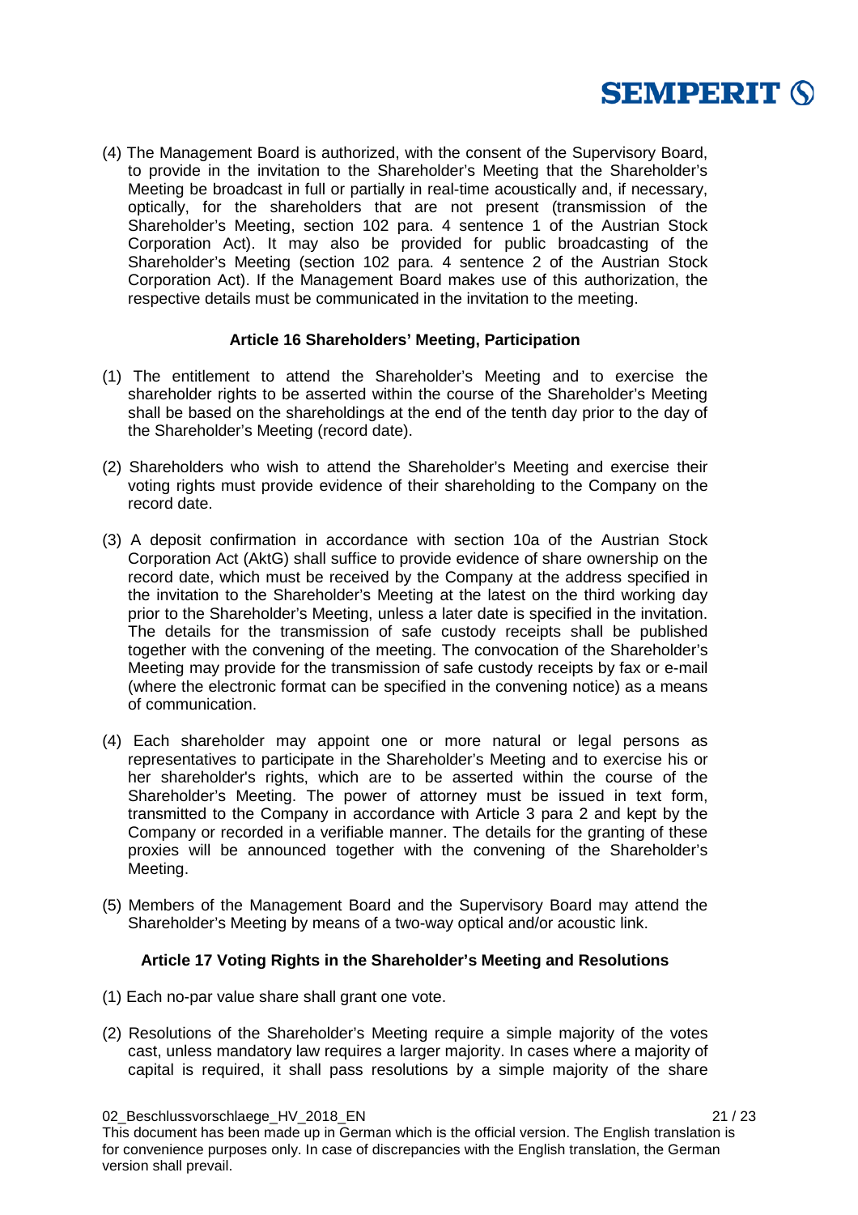(4) The Management Board is authorized, with the consent of the Supervisory Board, to provide in the invitation to the Shareholder's Meeting that the Shareholder's Meeting be broadcast in full or partially in real-time acoustically and, if necessary, optically, for the shareholders that are not present (transmission of the Shareholder's Meeting, section 102 para. 4 sentence 1 of the Austrian Stock Corporation Act). It may also be provided for public broadcasting of the Shareholder's Meeting (section 102 para. 4 sentence 2 of the Austrian Stock Corporation Act). If the Management Board makes use of this authorization, the respective details must be communicated in the invitation to the meeting.

### Article 16 Shareholders' Meeting, Participation

(1) The entitlement to attend the Shareholder's Meeting and to exercise the shareholder rights to be asserted within the course of the Shareholder's Meeting shall be based on the shareholdings at the end of the tenth day prior to the day of the Shareholder's Meeting (record date).

(2) Shareholders who wish to attend the Shareholder's Meeting and exercise their voting rights must provide evidence of their shareholding to the Company on the record date.

(3) A deposit confirmation in accordance with section 10a of the Austrian Stock Corporation Act (AktG) shall suffice to provide evidence of share ownership on the record date, which must be received by the Company at the address specified in the invitation to the Shareholder's Meeting at the latest on the third working day prior to the Shareholder's Meeting, unless a later date is specified in the invitation. The details for the transmission of safe custody receipts shall be published together with the convening of the meeting. The convocation of the Shareholder's Meeting may provide for the transmission of safe custody receipts by fax or e-mail (where the electronic format can be specified in the convening notice) as a means of communication.

(4) Each shareholder may appoint one or more natural or legal persons as representatives to participate in the Shareholder's Meeting and to exercise his or her shareholder's rights, which are to be asserted within the course of the Shareholder's Meeting. The power of attorney must be issued in text form, transmitted to the Company in accordance with Article 3 para 2 and kept by the Company or recorded in a verifiable manner. The details for the granting of these proxies will be announced together with the convening of the Shareholder's Meeting.

(5) Members of the Management Board and the Supervisory Board may attend the Shareholder's Meeting by means of a two-way optical and/or acoustic link.

### Article 17 Voting Rights in the Shareholder's Meeting and Resolutions

(1) Each no-par value share shall grant one vote.

(2) Resolutions of the Shareholder's Meeting require a simple majority of the votes cast, unless mandatory law requires a larger majority. In cases where a majority of capital is required, it shall pass resolutions by a simple majority of the share

This document has been made up in German which is the official version. The English translation is for convenience purposes only. In case of discrepancies with the English translation, the German version shall prevail.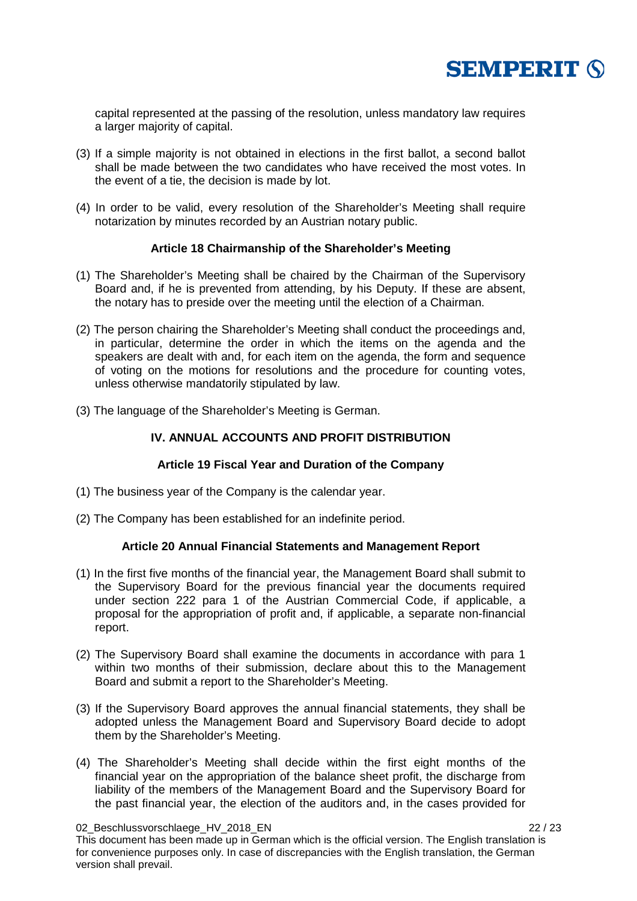capital represented at the passing of the resolution, unless mandatory law requires a larger majority of capital.

(3) If a simple majority is not obtained in elections in the first ballot, a second ballot shall be made between the two candidates who have received the most votes. In the event of a tie, the decision is made by lot.

(4) In order to be valid, every resolution of the Shareholder's Meeting shall require notarization by minutes recorded by an Austrian notary public.

### Article 18 Chairmanship of the Shareholder's Meeting

(1) The Shareholder's Meeting shall be chaired by the Chairman of the Supervisory Board and, if he is prevented from attending, by his Deputy. If these are absent, the notary has to preside over the meeting until the election of a Chairman.

(2) The person chairing the Shareholder's Meeting shall conduct the proceedings and, in particular, determine the order in which the items on the agenda and the speakers are dealt with and, for each item on the agenda, the form and sequence of voting on the motions for resolutions and the procedure for counting votes, unless otherwise mandatorily stipulated by law.

(3) The language of the Shareholder's Meeting is German.

## IV. ANNUAL ACCOUNTS AND PROFIT DISTRIBUTION

### Article 19 Fiscal Year and Duration of the Company

(1) The business year of the Company is the calendar year.

(2) The Company has been established for an indefinite period.

### Article 20 Annual Financial Statements and Management Report

(1) In the first five months of the financial year, the Management Board shall submit to the Supervisory Board for the previous financial year the documents required under section 222 para 1 of the Austrian Commercial Code, if applicable, a proposal for the appropriation of profit and, if applicable, a separate non-financial report.

(2) The Supervisory Board shall examine the documents in accordance with para 1 within two months of their submission, declare about this to the Management Board and submit a report to the Shareholder's Meeting.

(3) If the Supervisory Board approves the annual financial statements, they shall be adopted unless the Management Board and Supervisory Board decide to adopt them by the Shareholder's Meeting.

(4) The Shareholder's Meeting shall decide within the first eight months of the financial year on the appropriation of the balance sheet profit, the discharge from liability of the members of the Management Board and the Supervisory Board for the past financial year, the election of the auditors and, in the cases provided for

This document has been made up in German which is the official version. The English translation is for convenience purposes only. In case of discrepancies with the English translation, the German version shall prevail.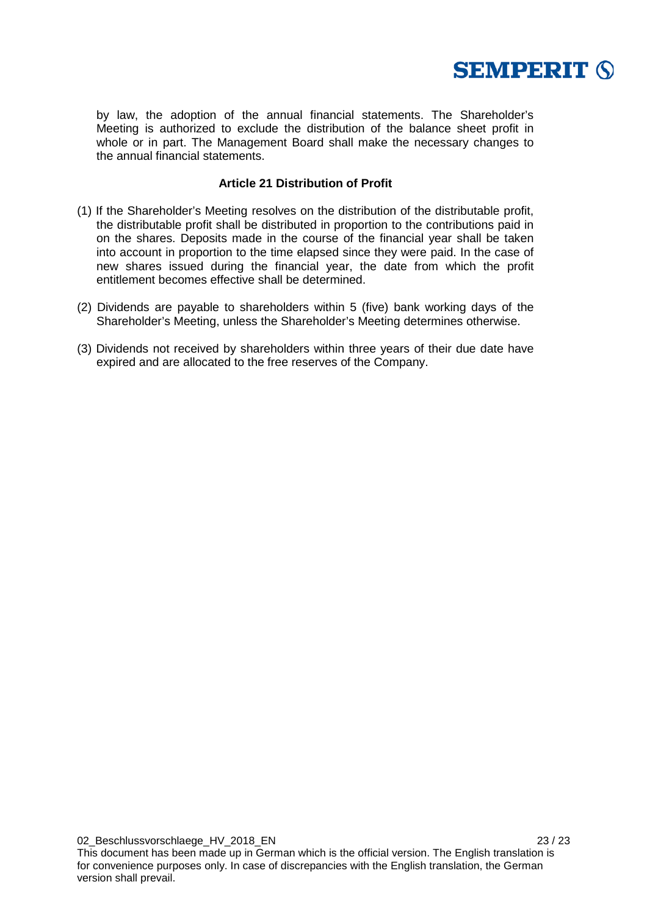by law, the adoption of the annual financial statements. The Shareholder's Meeting is authorized to exclude the distribution of the balance sheet profit in whole or in part. The Management Board shall make the necessary changes to the annual financial statements.

**Article 21 Distribution of Profit**

(1) If the Shareholder's Meeting resolves on the distribution of the distributable profit, the distributable profit shall be distributed in proportion to the contributions paid in on the shares. Deposits made in the course of the financial year shall be taken into account in proportion to the time elapsed since they were paid. In the case of new shares issued during the financial year, the date from which the profit entitlement becomes effective shall be determined.

(2) Dividends are payable to shareholders within 5 (five) bank working days of the Shareholder's Meeting, unless the Shareholder's Meeting determines otherwise.

(3) Dividends not received by shareholders within three years of their due date have expired and are allocated to the free reserves of the Company.